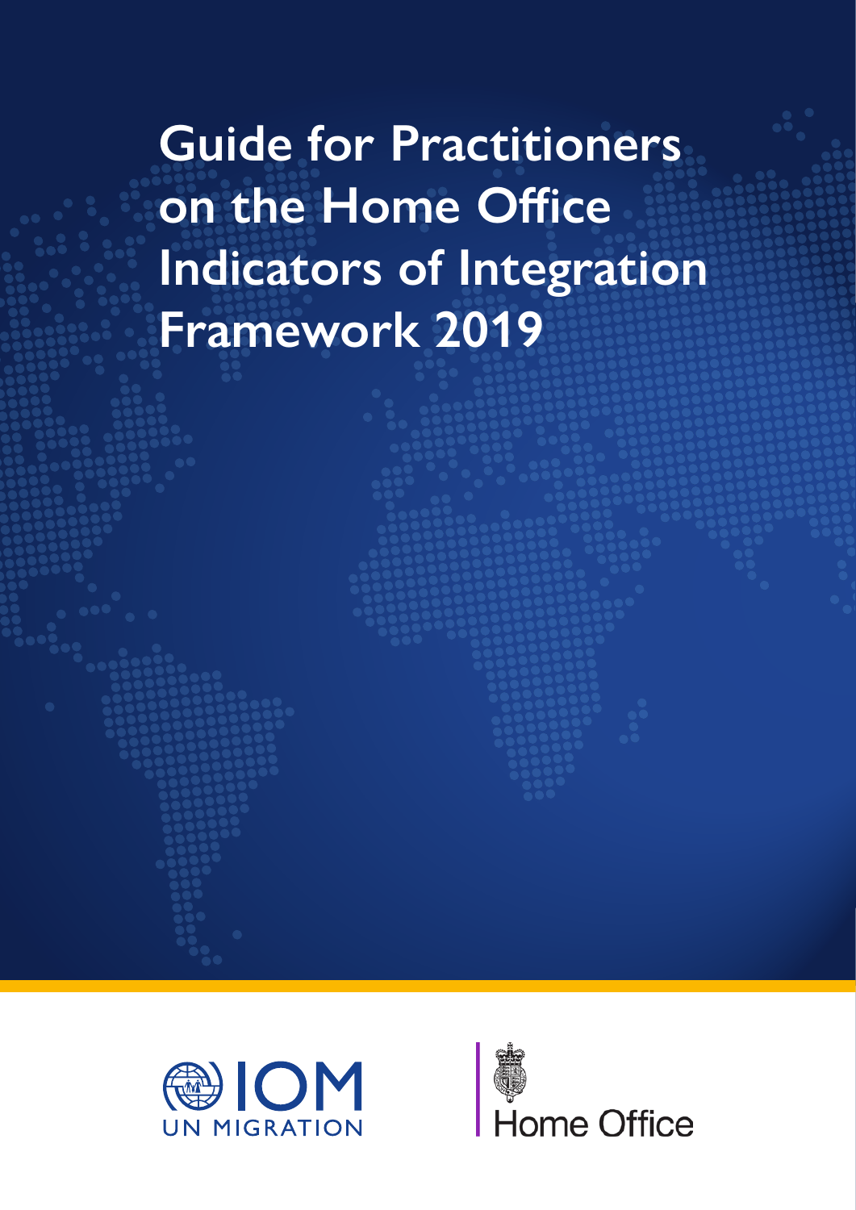# Guide for Practitioners on the Home Office Indicators of Integration Framework 2019

IOM UN MIGRATION

Home Office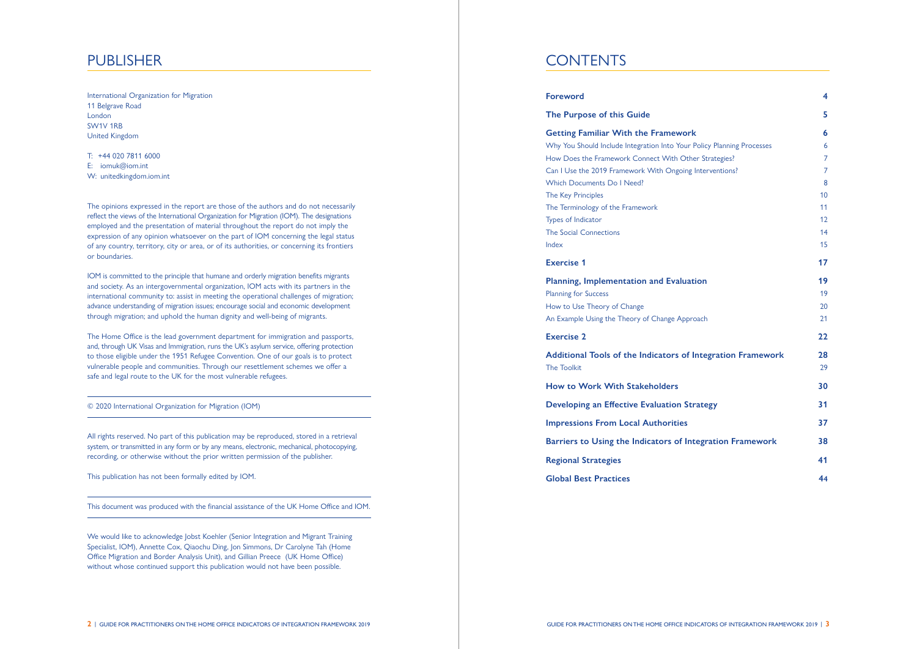# PUBLISHER

International Organization for Migration
11 Belgrave Road
London
SW1V 1RB
United Kingdom

T: +44 020 7811 6000
E: iomuk@iom.int
W: unitedkingdom.iom.int

The opinions expressed in the report are those of the authors and do not necessarily reflect the views of the International Organization for Migration (IOM). The designations employed and the presentation of material throughout the report do not imply the expression of any opinion whatsoever on the part of IOM concerning the legal status of any country, territory, city or area, or of its authorities, or concerning its frontiers or boundaries.

IOM is committed to the principle that humane and orderly migration benefits migrants and society. As an intergovernmental organization, IOM acts with its partners in the international community to: assist in meeting the operational challenges of migration; advance understanding of migration issues; encourage social and economic development through migration; and uphold the human dignity and well-being of migrants.

The Home Office is the lead government department for immigration and passports, and, through UK Visas and Immigration, runs the UK's asylum service, offering protection to those eligible under the 1951 Refugee Convention. One of our goals is to protect vulnerable people and communities. Through our resettlement schemes we offer a safe and legal route to the UK for the most vulnerable refugees.

© 2020 International Organization for Migration (IOM)

All rights reserved. No part of this publication may be reproduced, stored in a retrieval system, or transmitted in any form or by any means, electronic, mechanical, photocopying, recording, or otherwise without the prior written permission of the publisher.

This publication has not been formally edited by IOM.

This document was produced with the financial assistance of the UK Home Office and IOM.

We would like to acknowledge Jobst Koehler (Senior Integration and Migrant Training Specialist, IOM), Annette Cox, Qiaochu Ding, Jon Simmons, Dr Carolyne Tah (Home Office Migration and Border Analysis Unit), and Gillian Preece (UK Home Office) without whose continued support this publication would not have been possible.

# CONTENTS

| | |
|---|---|
| **Foreword** | **4** |
| **The Purpose of this Guide** | **5** |
| **Getting Familiar With the Framework** | **6** |
| Why You Should Include Integration Into Your Policy Planning Processes | 6 |
| How Does the Framework Connect With Other Strategies? | 7 |
| Can I Use the 2019 Framework With Ongoing Interventions? | 7 |
| Which Documents Do I Need? | 8 |
| The Key Principles | 10 |
| The Terminology of the Framework | 11 |
| Types of Indicator | 12 |
| The Social Connections | 14 |
| Index | 15 |
| **Exercise 1** | **17** |
| **Planning, Implementation and Evaluation** | **19** |
| Planning for Success | 19 |
| How to Use Theory of Change | 20 |
| An Example Using the Theory of Change Approach | 21 |
| **Exercise 2** | **22** |
| **Additional Tools of the Indicators of Integration Framework** | **28** |
| The Toolkit | 29 |
| **How to Work With Stakeholders** | **30** |
| **Developing an Effective Evaluation Strategy** | **31** |
| **Impressions From Local Authorities** | **37** |
| **Barriers to Using the Indicators of Integration Framework** | **38** |
| **Regional Strategies** | **41** |
| **Global Best Practices** | **44** |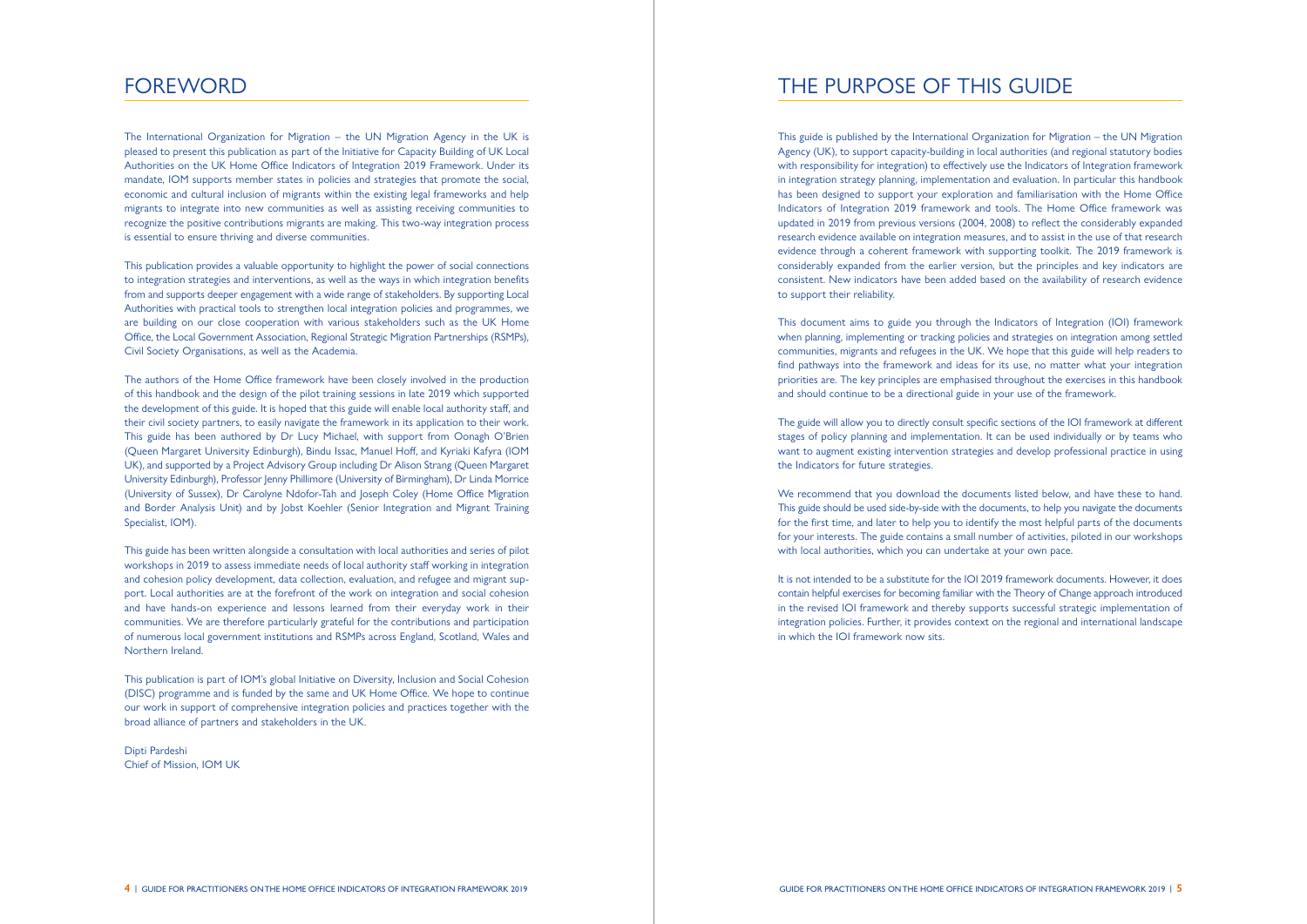# FOREWORD

The International Organization for Migration – the UN Migration Agency in the UK is pleased to present this publication as part of the Initiative for Capacity Building of UK Local Authorities on the UK Home Office Indicators of Integration 2019 Framework. Under its mandate, IOM supports member states in policies and strategies that promote the social, economic and cultural inclusion of migrants within the existing legal frameworks and help migrants to integrate into new communities as well as assisting receiving communities to recognize the positive contributions migrants are making. This two-way integration process is essential to ensure thriving and diverse communities.

This publication provides a valuable opportunity to highlight the power of social connections to integration strategies and interventions, as well as the ways in which integration benefits from and supports deeper engagement with a wide range of stakeholders. By supporting Local Authorities with practical tools to strengthen local integration policies and programmes, we are building on our close cooperation with various stakeholders such as the UK Home Office, the Local Government Association, Regional Strategic Migration Partnerships (RSMPs), Civil Society Organisations, as well as the Academia.

The authors of the Home Office framework have been closely involved in the production of this handbook and the design of the pilot training sessions in late 2019 which supported the development of this guide. It is hoped that this guide will enable local authority staff, and their civil society partners, to easily navigate the framework in its application to their work. This guide has been authored by Dr Lucy Michael, with support from Oonagh O'Brien (Queen Margaret University Edinburgh), Bindu Issac, Manuel Hoff, and Kyriaki Kafyra (IOM UK), and supported by a Project Advisory Group including Dr Alison Strang (Queen Margaret University Edinburgh), Professor Jenny Phillimore (University of Birmingham), Dr Linda Morrice (University of Sussex), Dr Carolyne Ndofor-Tah and Joseph Coley (Home Office Migration and Border Analysis Unit) and by Jobst Koehler (Senior Integration and Migrant Training Specialist, IOM).

This guide has been written alongside a consultation with local authorities and series of pilot workshops in 2019 to assess immediate needs of local authority staff working in integration and cohesion policy development, data collection, evaluation, and refugee and migrant support. Local authorities are at the forefront of the work on integration and social cohesion and have hands-on experience and lessons learned from their everyday work in their communities. We are therefore particularly grateful for the contributions and participation of numerous local government institutions and RSMPs across England, Scotland, Wales and Northern Ireland.

This publication is part of IOM's global Initiative on Diversity, Inclusion and Social Cohesion (DISC) programme and is funded by the same and UK Home Office. We hope to continue our work in support of comprehensive integration policies and practices together with the broad alliance of partners and stakeholders in the UK.

Dipti Pardeshi
Chief of Mission, IOM UK

# THE PURPOSE OF THIS GUIDE

This guide is published by the International Organization for Migration – the UN Migration Agency (UK), to support capacity-building in local authorities (and regional statutory bodies with responsibility for integration) to effectively use the Indicators of Integration framework in integration strategy planning, implementation and evaluation. In particular this handbook has been designed to support your exploration and familiarisation with the Home Office Indicators of Integration 2019 framework and tools. The Home Office framework was updated in 2019 from previous versions (2004, 2008) to reflect the considerably expanded research evidence available on integration measures, and to assist in the use of that research evidence through a coherent framework with supporting toolkit. The 2019 framework is considerably expanded from the earlier version, but the principles and key indicators are consistent. New indicators have been added based on the availability of research evidence to support their reliability.

This document aims to guide you through the Indicators of Integration (IOI) framework when planning, implementing or tracking policies and strategies on integration among settled communities, migrants and refugees in the UK. We hope that this guide will help readers to find pathways into the framework and ideas for its use, no matter what your integration priorities are. The key principles are emphasised throughout the exercises in this handbook and should continue to be a directional guide in your use of the framework.

The guide will allow you to directly consult specific sections of the IOI framework at different stages of policy planning and implementation. It can be used individually or by teams who want to augment existing intervention strategies and develop professional practice in using the Indicators for future strategies.

We recommend that you download the documents listed below, and have these to hand. This guide should be used side-by-side with the documents, to help you navigate the documents for the first time, and later to help you to identify the most helpful parts of the documents for your interests. The guide contains a small number of activities, piloted in our workshops with local authorities, which you can undertake at your own pace.

It is not intended to be a substitute for the IOI 2019 framework documents. However, it does contain helpful exercises for becoming familiar with the Theory of Change approach introduced in the revised IOI framework and thereby supports successful strategic implementation of integration policies. Further, it provides context on the regional and international landscape in which the IOI framework now sits.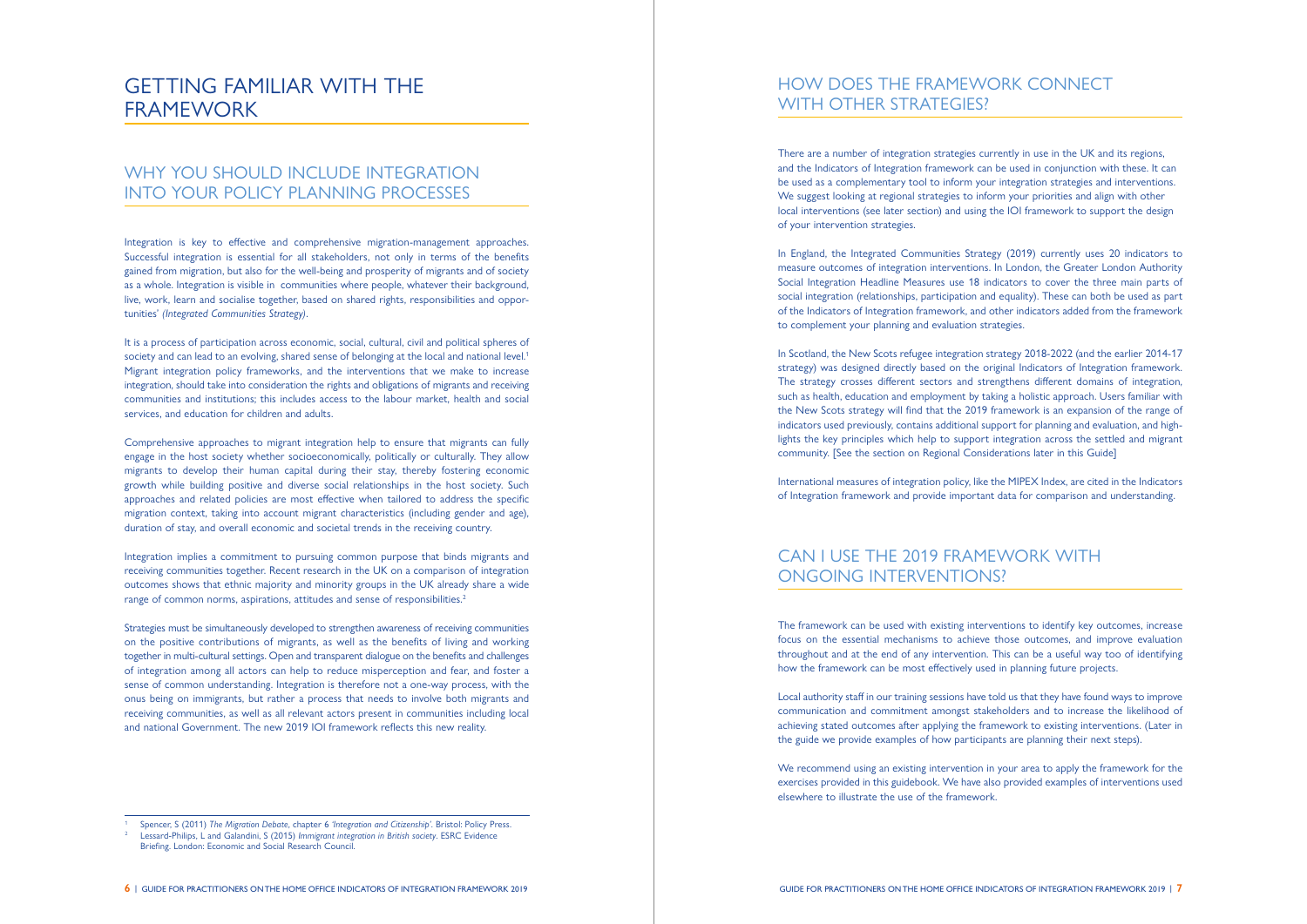# GETTING FAMILIAR WITH THE FRAMEWORK

## WHY YOU SHOULD INCLUDE INTEGRATION INTO YOUR POLICY PLANNING PROCESSES

Integration is key to effective and comprehensive migration-management approaches. Successful integration is essential for all stakeholders, not only in terms of the benefits gained from migration, but also for the well-being and prosperity of migrants and of society as a whole. Integration is visible in communities where people, whatever their background, live, work, learn and socialise together, based on shared rights, responsibilities and opportunities' *(Integrated Communities Strategy)*.

It is a process of participation across economic, social, cultural, civil and political spheres of society and can lead to an evolving, shared sense of belonging at the local and national level.[1] Migrant integration policy frameworks, and the interventions that we make to increase integration, should take into consideration the rights and obligations of migrants and receiving communities and institutions; this includes access to the labour market, health and social services, and education for children and adults.

Comprehensive approaches to migrant integration help to ensure that migrants can fully engage in the host society whether socioeconomically, politically or culturally. They allow migrants to develop their human capital during their stay, thereby fostering economic growth while building positive and diverse social relationships in the host society. Such approaches and related policies are most effective when tailored to address the specific migration context, taking into account migrant characteristics (including gender and age), duration of stay, and overall economic and societal trends in the receiving country.

Integration implies a commitment to pursuing common purpose that binds migrants and receiving communities together. Recent research in the UK on a comparison of integration outcomes shows that ethnic majority and minority groups in the UK already share a wide range of common norms, aspirations, attitudes and sense of responsibilities.[2]

Strategies must be simultaneously developed to strengthen awareness of receiving communities on the positive contributions of migrants, as well as the benefits of living and working together in multi-cultural settings. Open and transparent dialogue on the benefits and challenges of integration among all actors can help to reduce misperception and fear, and foster a sense of common understanding. Integration is therefore not a one-way process, with the onus being on immigrants, but rather a process that needs to involve both migrants and receiving communities, as well as all relevant actors present in communities including local and national Government. The new 2019 IOI framework reflects this new reality.

[1] Spencer, S (2011) *The Migration Debate*, chapter 6 *'Integration and Citizenship'*. Bristol: Policy Press.

[2] Lessard-Philips, L and Galandini, S (2015) *Immigrant integration in British society*. ESRC Evidence Briefing. London: Economic and Social Research Council.

## HOW DOES THE FRAMEWORK CONNECT WITH OTHER STRATEGIES?

There are a number of integration strategies currently in use in the UK and its regions, and the Indicators of Integration framework can be used in conjunction with these. It can be used as a complementary tool to inform your integration strategies and interventions. We suggest looking at regional strategies to inform your priorities and align with other local interventions (see later section) and using the IOI framework to support the design of your intervention strategies.

In England, the Integrated Communities Strategy (2019) currently uses 20 indicators to measure outcomes of integration interventions. In London, the Greater London Authority Social Integration Headline Measures use 18 indicators to cover the three main parts of social integration (relationships, participation and equality). These can both be used as part of the Indicators of Integration framework, and other indicators added from the framework to complement your planning and evaluation strategies.

In Scotland, the New Scots refugee integration strategy 2018-2022 (and the earlier 2014-17 strategy) was designed directly based on the original Indicators of Integration framework. The strategy crosses different sectors and strengthens different domains of integration, such as health, education and employment by taking a holistic approach. Users familiar with the New Scots strategy will find that the 2019 framework is an expansion of the range of indicators used previously, contains additional support for planning and evaluation, and highlights the key principles which help to support integration across the settled and migrant community. [See the section on Regional Considerations later in this Guide]

International measures of integration policy, like the MIPEX Index, are cited in the Indicators of Integration framework and provide important data for comparison and understanding.

## CAN I USE THE 2019 FRAMEWORK WITH ONGOING INTERVENTIONS?

The framework can be used with existing interventions to identify key outcomes, increase focus on the essential mechanisms to achieve those outcomes, and improve evaluation throughout and at the end of any intervention. This can be a useful way too of identifying how the framework can be most effectively used in planning future projects.

Local authority staff in our training sessions have told us that they have found ways to improve communication and commitment amongst stakeholders and to increase the likelihood of achieving stated outcomes after applying the framework to existing interventions. (Later in the guide we provide examples of how participants are planning their next steps).

We recommend using an existing intervention in your area to apply the framework for the exercises provided in this guidebook. We have also provided examples of interventions used elsewhere to illustrate the use of the framework.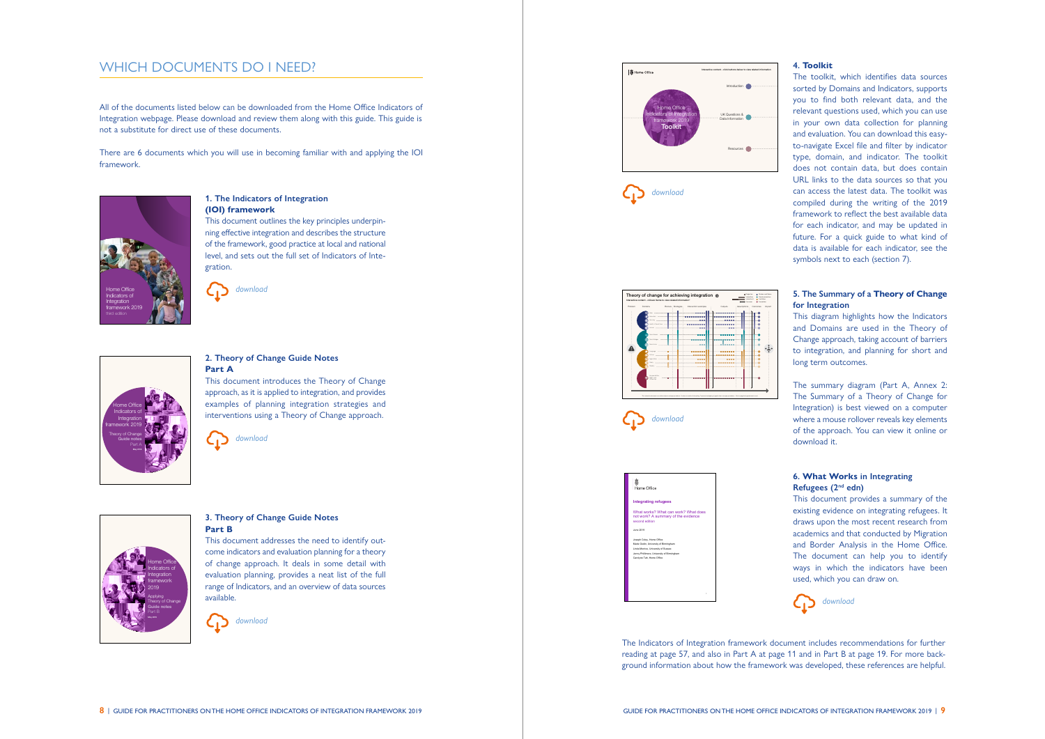# WHICH DOCUMENTS DO I NEED?

All of the documents listed below can be downloaded from the Home Office Indicators of Integration webpage. Please download and review them along with this guide. This guide is not a substitute for direct use of these documents.

There are 6 documents which you will use in becoming familiar with and applying the IOI framework.

### 1. The Indicators of Integration (IOI) framework

This document outlines the key principles underpinning effective integration and describes the structure of the framework, good practice at local and national level, and sets out the full set of Indicators of Integration.

*download*

### 2. Theory of Change Guide Notes Part A

This document introduces the Theory of Change approach, as it is applied to integration, and provides examples of planning integration strategies and interventions using a Theory of Change approach.

*download*

### 3. Theory of Change Guide Notes Part B

This document addresses the need to identify outcome indicators and evaluation planning for a theory of change approach. It deals in some detail with evaluation planning, provides a neat list of the full range of Indicators, and an overview of data sources available.

*download*

### 4. Toolkit

The toolkit, which identifies data sources sorted by Domains and Indicators, supports you to find both relevant data, and the relevant questions used, which you can use in your own data collection for planning and evaluation. You can download this easy-to-navigate Excel file and filter by indicator type, domain, and indicator. The toolkit does not contain data, but does contain URL links to the data sources so that you can access the latest data. The toolkit was compiled during the writing of the 2019 framework to reflect the best available data for each indicator, and may be updated in future. For a quick guide to what kind of data is available for each indicator, see the symbols next to each (section 7).

*download*

### 5. The Summary of a Theory of Change for Integration

This diagram highlights how the Indicators and Domains are used in the Theory of Change approach, taking account of barriers to integration, and planning for short and long term outcomes.

The summary diagram (Part A, Annex 2: The Summary of a Theory of Change for Integration) is best viewed on a computer where a mouse rollover reveals key elements of the approach. You can view it online or download it.

*download*

### 6. What Works in Integrating Refugees (2nd edn)

This document provides a summary of the existing evidence on integrating refugees. It draws upon the most recent research from academics and that conducted by Migration and Border Analysis in the Home Office. The document can help you to identify ways in which the indicators have been used, which you can draw on.

*download*

The Indicators of Integration framework document includes recommendations for further reading at page 57, and also in Part A at page 11 and in Part B at page 19. For more background information about how the framework was developed, these references are helpful.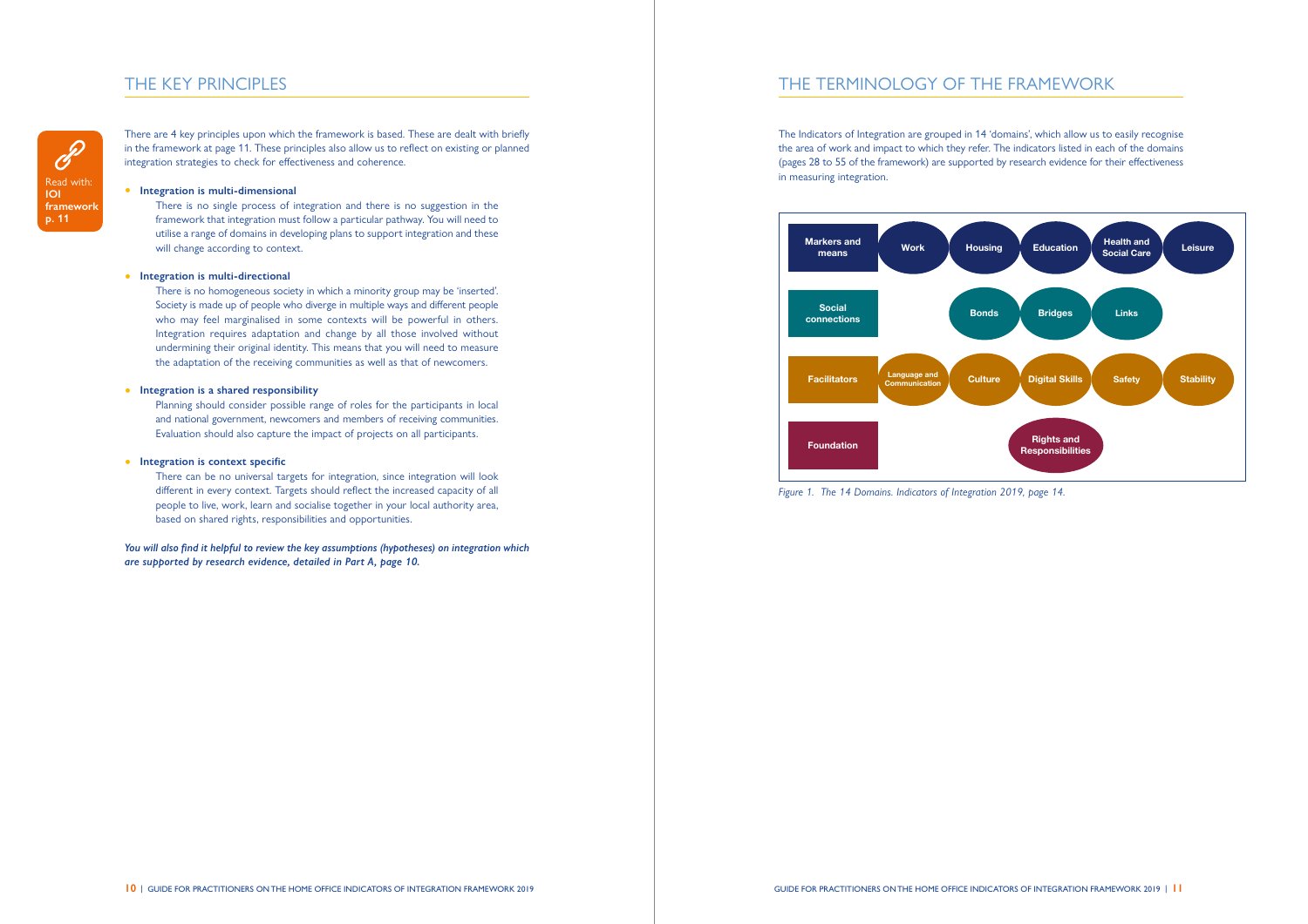## THE KEY PRINCIPLES

Read with: **IOI framework p. 11**

There are 4 key principles upon which the framework is based. These are dealt with briefly in the framework at page 11. These principles also allow us to reflect on existing or planned integration strategies to check for effectiveness and coherence.

- **Integration is multi-dimensional**

  There is no single process of integration and there is no suggestion in the framework that integration must follow a particular pathway. You will need to utilise a range of domains in developing plans to support integration and these will change according to context.

- **Integration is multi-directional**

  There is no homogeneous society in which a minority group may be 'inserted'. Society is made up of people who diverge in multiple ways and different people who may feel marginalised in some contexts will be powerful in others. Integration requires adaptation and change by all those involved without undermining their original identity. This means that you will need to measure the adaptation of the receiving communities as well as that of newcomers.

- **Integration is a shared responsibility**

  Planning should consider possible range of roles for the participants in local and national government, newcomers and members of receiving communities. Evaluation should also capture the impact of projects on all participants.

- **Integration is context specific**

  There can be no universal targets for integration, since integration will look different in every context. Targets should reflect the increased capacity of all people to live, work, learn and socialise together in your local authority area, based on shared rights, responsibilities and opportunities.

***You will also find it helpful to review the key assumptions (hypotheses) on integration which are supported by research evidence, detailed in Part A, page 10.***

## THE TERMINOLOGY OF THE FRAMEWORK

The Indicators of Integration are grouped in 14 'domains', which allow us to easily recognise the area of work and impact to which they refer. The indicators listed in each of the domains (pages 28 to 55 of the framework) are supported by research evidence for their effectiveness in measuring integration.

| | | | | | |
|---|---|---|---|---|---|
| **Markers and means** | Work | Housing | Education | Health and Social Care | Leisure |
| **Social connections** | | Bonds | Bridges | Links | |
| **Facilitators** | Language and Communication | Culture | Digital Skills | Safety | Stability |
| **Foundation** | | | Rights and Responsibilities | | |

*Figure 1. The 14 Domains. Indicators of Integration 2019, page 14.*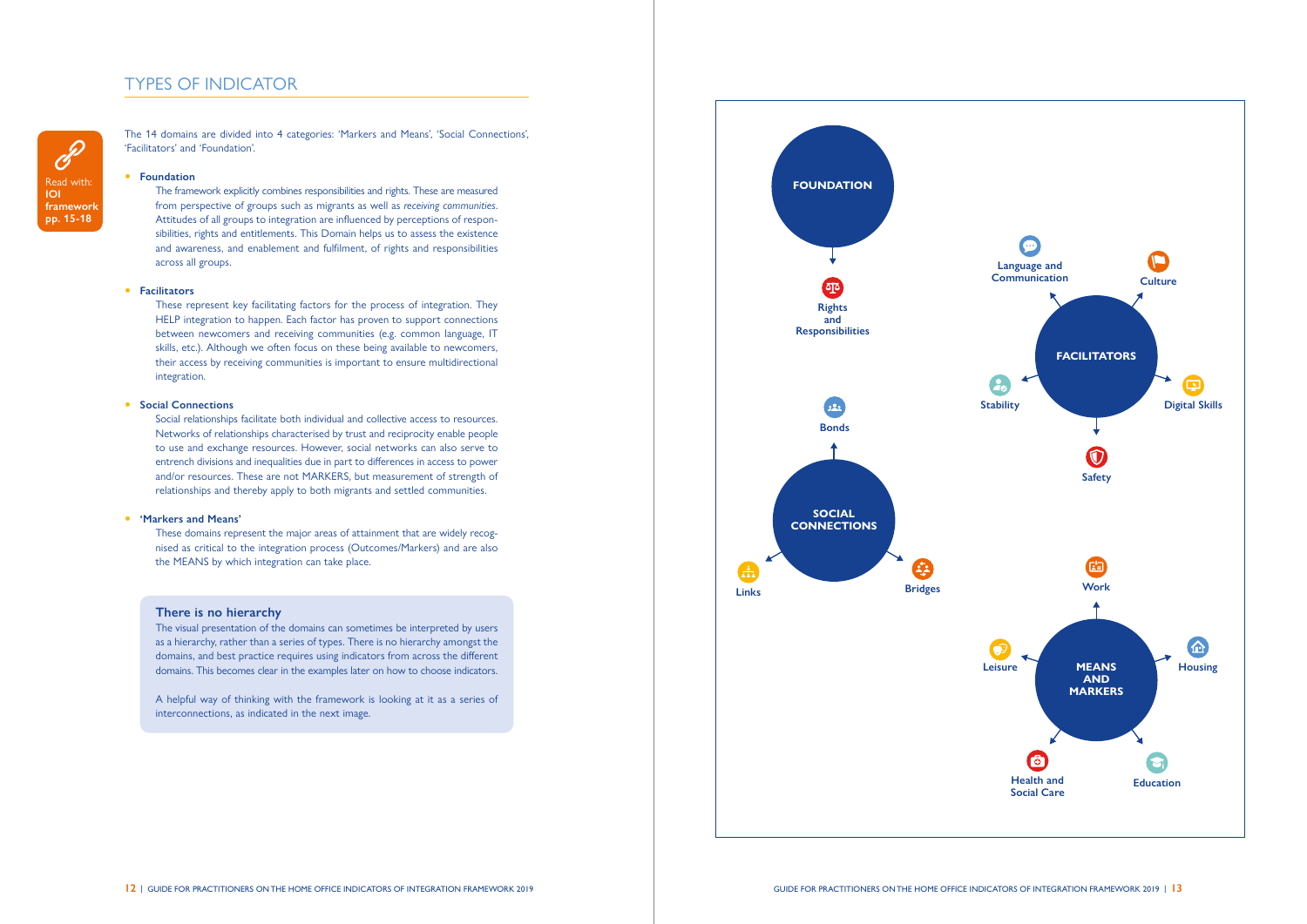## TYPES OF INDICATOR

Read with: **IOI framework pp. 15-18**

The 14 domains are divided into 4 categories: 'Markers and Means', 'Social Connections', 'Facilitators' and 'Foundation'.

- **Foundation**

  The framework explicitly combines responsibilities and rights. These are measured from perspective of groups such as migrants as well as *receiving communities*. Attitudes of all groups to integration are influenced by perceptions of responsibilities, rights and entitlements. This Domain helps us to assess the existence and awareness, and enablement and fulfilment, of rights and responsibilities across all groups.

- **Facilitators**

  These represent key facilitating factors for the process of integration. They HELP integration to happen. Each factor has proven to support connections between newcomers and receiving communities (e.g. common language, IT skills, etc.). Although we often focus on these being available to newcomers, their access by receiving communities is important to ensure multidirectional integration.

- **Social Connections**

  Social relationships facilitate both individual and collective access to resources. Networks of relationships characterised by trust and reciprocity enable people to use and exchange resources. However, social networks can also serve to entrench divisions and inequalities due in part to differences in access to power and/or resources. These are not MARKERS, but measurement of strength of relationships and thereby apply to both migrants and settled communities.

- **'Markers and Means'**

  These domains represent the major areas of attainment that are widely recognised as critical to the integration process (Outcomes/Markers) and are also the MEANS by which integration can take place.

### There is no hierarchy

The visual presentation of the domains can sometimes be interpreted by users as a hierarchy, rather than a series of types. There is no hierarchy amongst the domains, and best practice requires using indicators from across the different domains. This becomes clear in the examples later on how to choose indicators.

A helpful way of thinking with the framework is looking at it as a series of interconnections, as indicated in the next image.

**FOUNDATION** → Rights and Responsibilities

**FACILITATORS** → Language and Communication, Culture, Digital Skills, Safety, Stability

**SOCIAL CONNECTIONS** → Bonds, Bridges, Links

**MEANS AND MARKERS** → Work, Housing, Education, Health and Social Care, Leisure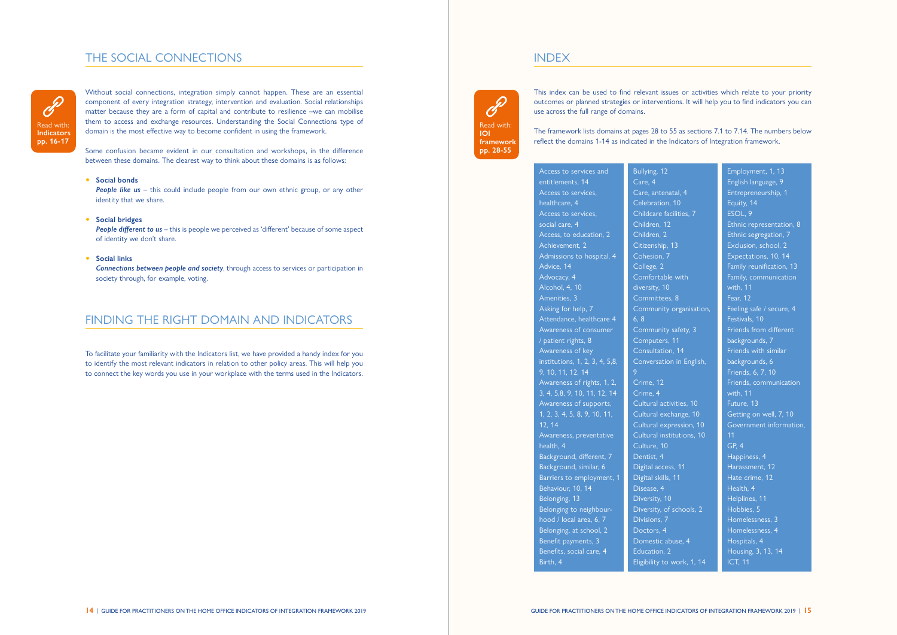## THE SOCIAL CONNECTIONS

Read with: **Indicators pp. 16-17**

Without social connections, integration simply cannot happen. These are an essential component of every integration strategy, intervention and evaluation. Social relationships matter because they are a form of capital and contribute to resilience –we can mobilise them to access and exchange resources. Understanding the Social Connections type of domain is the most effective way to become confident in using the framework.

Some confusion became evident in our consultation and workshops, in the difference between these domains. The clearest way to think about these domains is as follows:

- **Social bonds**
  ***People like us*** – this could include people from our own ethnic group, or any other identity that we share.
- **Social bridges**
  ***People different to us*** – this is people we perceived as 'different' because of some aspect of identity we don't share.
- **Social links**
  ***Connections between people and society***, through access to services or participation in society through, for example, voting.

## FINDING THE RIGHT DOMAIN AND INDICATORS

To facilitate your familiarity with the Indicators list, we have provided a handy index for you to identify the most relevant indicators in relation to other policy areas. This will help you to connect the key words you use in your workplace with the terms used in the Indicators.

## INDEX

Read with: **IOI framework pp. 28-55**

This index can be used to find relevant issues or activities which relate to your priority outcomes or planned strategies or interventions. It will help you to find indicators you can use across the full range of domains.

The framework lists domains at pages 28 to 55 as sections 7.1 to 7.14. The numbers below reflect the domains 1-14 as indicated in the Indicators of Integration framework.

Access to services and entitlements, 14
Access to services, healthcare, 4
Access to services, social care, 4
Access, to education, 2
Achievement, 2
Admissions to hospital, 4
Advice, 14
Advocacy, 4
Alcohol, 4, 10
Amenities, 3
Asking for help, 7
Attendance, healthcare 4
Awareness of consumer / patient rights, 8
Awareness of key institutions, 1, 2, 3, 4, 5,8, 9, 10, 11, 12, 14
Awareness of rights, 1, 2, 3, 4, 5,8, 9, 10, 11, 12, 14
Awareness of supports, 1, 2, 3, 4, 5, 8, 9, 10, 11, 12, 14
Awareness, preventative health, 4
Background, different, 7
Background, similar, 6
Barriers to employment, 1
Behaviour, 10, 14
Belonging, 13
Belonging to neighbourhood / local area, 6, 7
Belonging, at school, 2
Benefit payments, 3
Benefits, social care, 4
Birth, 4
Bullying, 12
Care, 4
Care, antenatal, 4
Celebration, 10
Childcare facilities, 7
Children, 12
Children, 2
Citizenship, 13
Cohesion, 7
College, 2
Comfortable with diversity, 10
Committees, 8
Community organisation, 6, 8
Community safety, 3
Computers, 11
Consultation, 14
Conversation in English, 9
Crime, 12
Crime, 4
Cultural activities, 10
Cultural exchange, 10
Cultural expression, 10
Cultural institutions, 10
Culture, 10
Dentist, 4
Digital access, 11
Digital skills, 11
Disease, 4
Diversity, 10
Diversity, of schools, 2
Divisions, 7
Doctors, 4
Domestic abuse, 4
Education, 2
Eligibility to work, 1, 14
Employment, 1, 13
English language, 9
Entrepreneurship, 1
Equity, 14
ESOL, 9
Ethnic representation, 8
Ethnic segregation, 7
Exclusion, school, 2
Expectations, 10, 14
Family reunification, 13
Family, communication with, 11
Fear, 12
Feeling safe / secure, 4
Festivals, 10
Friends from different backgrounds, 7
Friends with similar backgrounds, 6
Friends, 6, 7, 10
Friends, communication with, 11
Future, 13
Getting on well, 7, 10
Government information, 11
GP, 4
Happiness, 4
Harassment, 12
Hate crime, 12
Health, 4
Helplines, 11
Hobbies, 5
Homelessness, 3
Homelessness, 4
Hospitals, 4
Housing, 3, 13, 14
ICT, 11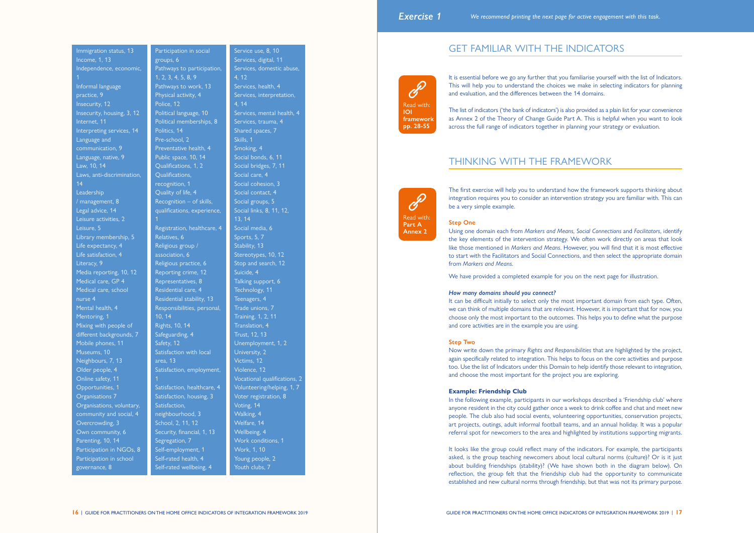Immigration status, 13
Income, 1, 13
Independence, economic, 1
Informal language practice, 9
Insecurity, 12
Insecurity, housing, 3, 12
Internet, 11
Interpreting services, 14
Language and communication, 9
Language, native, 9
Law, 10, 14
Laws, anti-discrimination, 14
Leadership / management, 8
Legal advice, 14
Leisure activities, 2
Leisure, 5
Library membership, 5
Life expectancy, 4
Life satisfaction, 4
Literacy, 9
Media reporting, 10, 12
Medical care, GP 4
Medical care, school nurse 4
Mental health, 4
Mentoring, 1
Mixing with people of different backgrounds, 7
Mobile phones, 11
Museums, 10
Neighbours, 7, 13
Older people, 4
Online safety, 11
Opportunities, 1
Organisations 7
Organisations, voluntary, community and social, 4
Overcrowding, 3
Own community, 6
Parenting, 10, 14
Participation in NGOs, 8
Participation in school governance, 8
Participation in social groups, 6
Pathways to participation, 1, 2, 3, 4, 5, 8, 9
Pathways to work, 13
Physical activity, 4
Police, 12
Political language, 10
Political memberships, 8
Politics, 14
Pre-school, 2
Preventative health, 4
Public space, 10, 14
Qualifications, 1, 2
Qualifications, recognition, 1
Quality of life, 4
Recognition – of skills, qualifications, experience, 1
Registration, healthcare, 4
Relatives, 6
Religious group / association, 6
Religious practice, 6
Reporting crime, 12
Representatives, 8
Residential care, 4
Residential stability, 13
Responsibilities, personal, 10, 14
Rights, 10, 14
Safeguarding, 4
Safety, 12
Satisfaction with local area, 13
Satisfaction, employment, 1
Satisfaction, healthcare, 4
Satisfaction, housing, 3
Satisfaction, neighbourhood, 3
School, 2, 11, 12
Security, financial, 1, 13
Segregation, 7
Self-employment, 1
Self-rated health, 4
Self-rated wellbeing, 4
Service use, 8, 10
Services, digital, 11
Services, domestic abuse, 4, 12
Services, health, 4
Services, interpretation, 4, 14
Services, mental health, 4
Services, trauma, 4
Shared spaces, 7
Skills, 1
Smoking, 4
Social bonds, 6, 11
Social bridges, 7, 11
Social care, 4
Social cohesion, 3
Social contact, 4
Social groups, 5
Social links, 8, 11, 12, 13, 14
Social media, 6
Sports, 5, 7
Stability, 13
Stereotypes, 10, 12
Stop and search, 12
Suicide, 4
Talking support, 6
Technology, 11
Teenagers, 4
Trade unions, 7
Training, 1, 2, 11
Translation, 4
Trust, 12, 13
Unemployment, 1, 2
University, 2
Victims, 12
Violence, 12
Vocational qualifications, 2
Volunteering/helping, 1, 7
Voter registration, 8
Voting, 14
Walking, 4
Welfare, 14
Wellbeing, 4
Work conditions, 1
Work, 1, 10
Young people, 2
Youth clubs, 7

## *Exercise 1*

*We recommend printing the next page for active engagement with this task.*

## GET FAMILIAR WITH THE INDICATORS

Read with: **IOI framework pp. 28-55**

It is essential before we go any further that you familiarise yourself with the list of Indicators. This will help you to understand the choices we make in selecting indicators for planning and evaluation, and the differences between the 14 domains.

The list of indicators ('the bank of indicators') is also provided as a plain list for your convenience as Annex 2 of the Theory of Change Guide Part A. This is helpful when you want to look across the full range of indicators together in planning your strategy or evaluation.

## THINKING WITH THE FRAMEWORK

Read with: **Part A Annex 2**

The first exercise will help you to understand how the framework supports thinking about integration requires you to consider an intervention strategy you are familiar with. This can be a very simple example.

### Step One

Using one domain each from *Markers and Means, Social Connections* and *Facilitators*, identify the key elements of the intervention strategy. We often work directly on areas that look like those mentioned in *Markers and Means*. However, you will find that it is most effective to start with the Facilitators and Social Connections, and then select the appropriate domain from *Markers and Means*.

We have provided a completed example for you on the next page for illustration.

#### *How many domains should you connect?*

It can be difficult initially to select only the most important domain from each type. Often, we can think of multiple domains that are relevant. However, it is important that for now, you choose only the most important to the outcomes. This helps you to define what the purpose and core activities are in the example you are using.

### Step Two

Now write down the primary *Rights and Responsibilities* that are highlighted by the project, again specifically related to integration. This helps to focus on the core activities and purpose too. Use the list of Indicators under this Domain to help identify those relevant to integration, and choose the most important for the project you are exploring.

### Example: Friendship Club

In the following example, participants in our workshops described a 'Friendship club' where anyone resident in the city could gather once a week to drink coffee and chat and meet new people. The club also had social events, volunteering opportunities, conservation projects, art projects, outings, adult informal football teams, and an annual holiday. It was a popular referral spot for newcomers to the area and highlighted by institutions supporting migrants.

It looks like the group could reflect many of the indicators. For example, the participants asked, is the group teaching newcomers about local cultural norms (culture)? Or is it just about building friendships (stability)? (We have shown both in the diagram below). On reflection, the group felt that the friendship club had the opportunity to communicate established and new cultural norms through friendship, but that was not its primary purpose.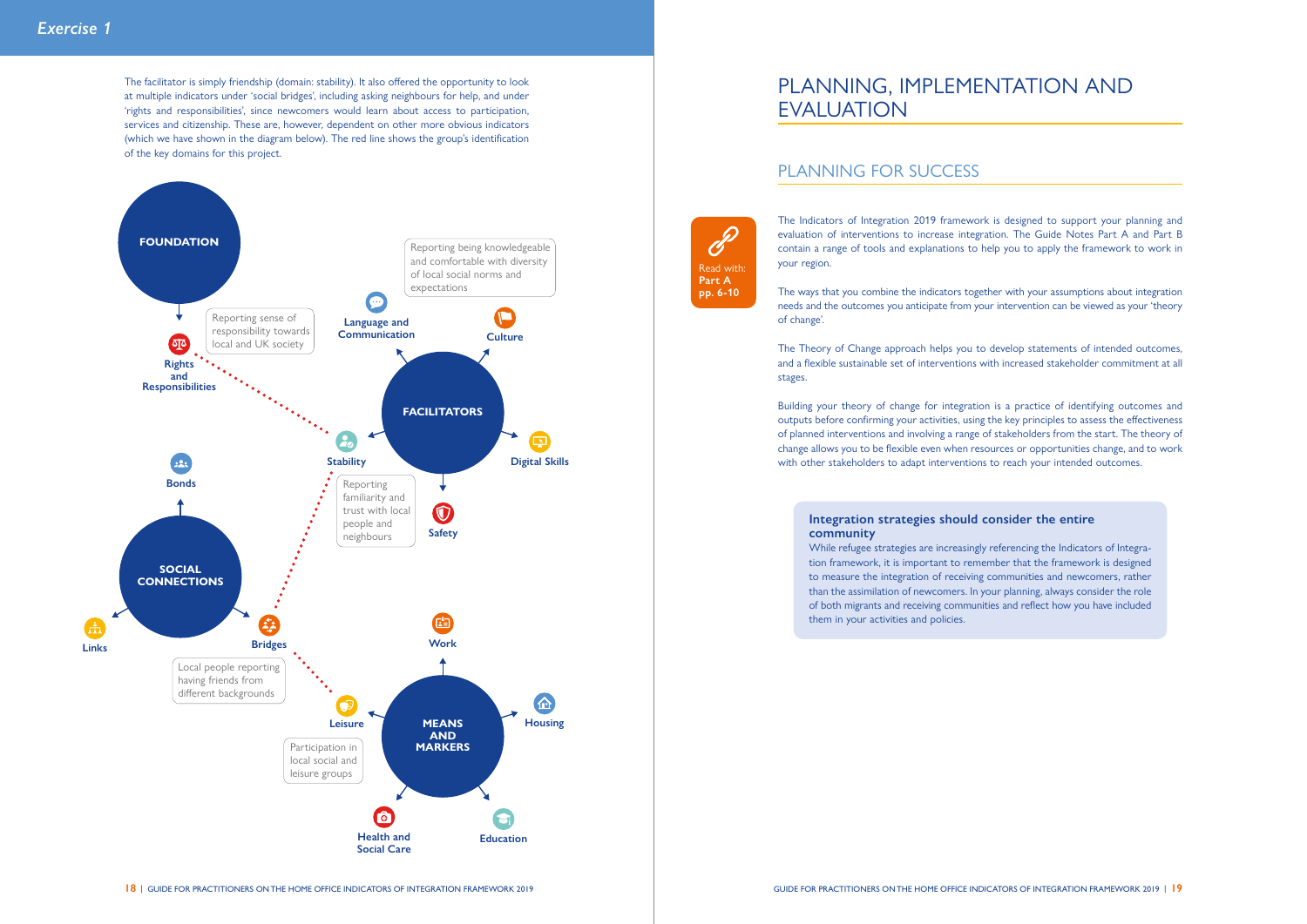*Exercise 1*

The facilitator is simply friendship (domain: stability). It also offered the opportunity to look at multiple indicators under 'social bridges', including asking neighbours for help, and under 'rights and responsibilities', since newcomers would learn about access to participation, services and citizenship. These are, however, dependent on other more obvious indicators (which we have shown in the diagram below). The red line shows the group's identification of the key domains for this project.

FOUNDATION

Rights and Responsibilities

Reporting sense of responsibility towards local and UK society

FACILITATORS

Language and Communication

Culture

Reporting being knowledgeable and comfortable with diversity of local social norms and expectations

Stability

Reporting familiarity and trust with local people and neighbours

Digital Skills

Safety

SOCIAL CONNECTIONS

Bonds

Links

Bridges

Local people reporting having friends from different backgrounds

MEANS AND MARKERS

Work

Leisure

Participation in local social and leisure groups

Housing

Health and Social Care

Education

# PLANNING, IMPLEMENTATION AND EVALUATION

## PLANNING FOR SUCCESS

Read with: **Part A pp. 6-10**

The Indicators of Integration 2019 framework is designed to support your planning and evaluation of interventions to increase integration. The Guide Notes Part A and Part B contain a range of tools and explanations to help you to apply the framework to work in your region.

The ways that you combine the indicators together with your assumptions about integration needs and the outcomes you anticipate from your intervention can be viewed as your 'theory of change'.

The Theory of Change approach helps you to develop statements of intended outcomes, and a flexible sustainable set of interventions with increased stakeholder commitment at all stages.

Building your theory of change for integration is a practice of identifying outcomes and outputs before confirming your activities, using the key principles to assess the effectiveness of planned interventions and involving a range of stakeholders from the start. The theory of change allows you to be flexible even when resources or opportunities change, and to work with other stakeholders to adapt interventions to reach your intended outcomes.

**Integration strategies should consider the entire community**

While refugee strategies are increasingly referencing the Indicators of Integration framework, it is important to remember that the framework is designed to measure the integration of receiving communities and newcomers, rather than the assimilation of newcomers. In your planning, always consider the role of both migrants and receiving communities and reflect how you have included them in your activities and policies.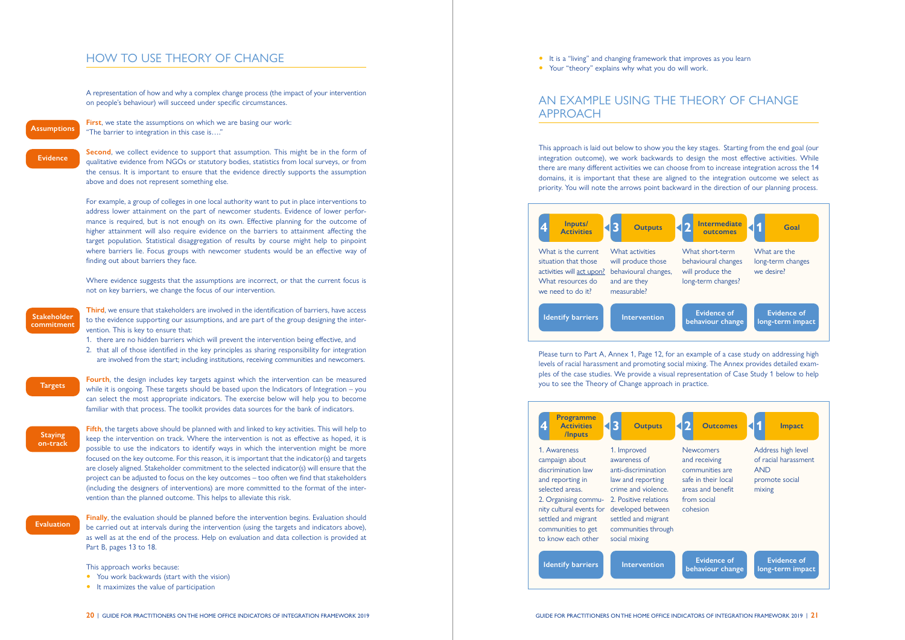## HOW TO USE THEORY OF CHANGE

A representation of how and why a complex change process (the impact of your intervention on people's behaviour) will succeed under specific circumstances.

**Assumptions**

**First**, we state the assumptions on which we are basing our work: "The barrier to integration in this case is…."

**Evidence**

**Second**, we collect evidence to support that assumption. This might be in the form of qualitative evidence from NGOs or statutory bodies, statistics from local surveys, or from the census. It is important to ensure that the evidence directly supports the assumption above and does not represent something else.

For example, a group of colleges in one local authority want to put in place interventions to address lower attainment on the part of newcomer students. Evidence of lower performance is required, but is not enough on its own. Effective planning for the outcome of higher attainment will also require evidence on the barriers to attainment affecting the target population. Statistical disaggregation of results by course might help to pinpoint where barriers lie. Focus groups with newcomer students would be an effective way of finding out about barriers they face.

Where evidence suggests that the assumptions are incorrect, or that the current focus is not on key barriers, we change the focus of our intervention.

**Stakeholder commitment**

**Third**, we ensure that stakeholders are involved in the identification of barriers, have access to the evidence supporting our assumptions, and are part of the group designing the intervention. This is key to ensure that:

1. there are no hidden barriers which will prevent the intervention being effective, and
2. that all of those identified in the key principles as sharing responsibility for integration are involved from the start; including institutions, receiving communities and newcomers.

**Targets**

**Fourth**, the design includes key targets against which the intervention can be measured while it is ongoing. These targets should be based upon the Indicators of Integration – you can select the most appropriate indicators. The exercise below will help you to become familiar with that process. The toolkit provides data sources for the bank of indicators.

**Staying on-track**

**Fifth**, the targets above should be planned with and linked to key activities. This will help to keep the intervention on track. Where the intervention is not as effective as hoped, it is possible to use the indicators to identify ways in which the intervention might be more focused on the key outcome. For this reason, it is important that the indicator(s) and targets are closely aligned. Stakeholder commitment to the selected indicator(s) will ensure that the project can be adjusted to focus on the key outcomes – too often we find that stakeholders (including the designers of interventions) are more committed to the format of the intervention than the planned outcome. This helps to alleviate this risk.

**Evaluation**

**Finally**, the evaluation should be planned before the intervention begins. Evaluation should be carried out at intervals during the intervention (using the targets and indicators above), as well as at the end of the process. Help on evaluation and data collection is provided at Part B, pages 13 to 18.

This approach works because:

- You work backwards (start with the vision)
- It maximizes the value of participation
- It is a "living" and changing framework that improves as you learn
- Your "theory" explains why what you do will work.

## AN EXAMPLE USING THE THEORY OF CHANGE APPROACH

This approach is laid out below to show you the key stages. Starting from the end goal (our integration outcome), we work backwards to design the most effective activities. While there are many different activities we can choose from to increase integration across the 14 domains, it is important that these are aligned to the integration outcome we select as priority. You will note the arrows point backward in the direction of our planning process.

| 4 Inputs/Activities | 3 Outputs | 2 Intermediate outcomes | 1 Goal |
|---|---|---|---|
| What is the current situation that those activities will act upon? What resources do we need to do it? | What activities will produce those behavioural changes, and are they measurable? | What short-term behavioural changes will produce the long-term changes? | What are the long-term changes we desire? |
| Identify barriers | Intervention | Evidence of behaviour change | Evidence of long-term impact |

Please turn to Part A, Annex 1, Page 12, for an example of a case study on addressing high levels of racial harassment and promoting social mixing. The Annex provides detailed examples of the case studies. We provide a visual representation of Case Study 1 below to help you to see the Theory of Change approach in practice.

| 4 Programme Activities /Inputs | 3 Outputs | 2 Outcomes | 1 Impact |
|---|---|---|---|
| 1. Awareness campaign about discrimination law and reporting in selected areas. 2. Organising community cultural events for settled and migrant communities to get to know each other | 1. Improved awareness of anti-discrimination law and reporting crime and violence. 2. Positive relations developed between settled and migrant communities through social mixing | Newcomers and receiving communities are safe in their local areas and benefit from social cohesion | Address high level of racial harassment AND promote social mixing |
| Identify barriers | Intervention | Evidence of behaviour change | Evidence of long-term impact |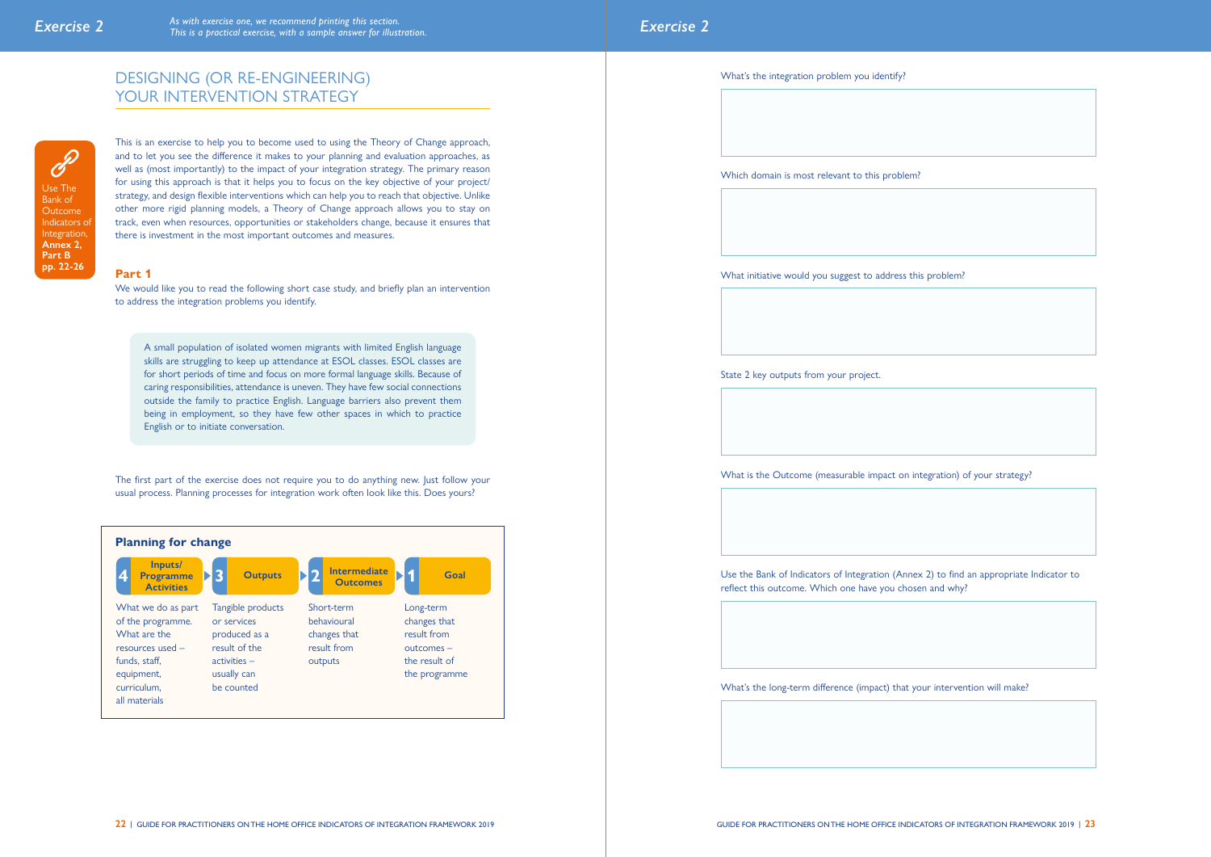## Exercise 2

*As with exercise one, we recommend printing this section. This is a practical exercise, with a sample answer for illustration.*

# DESIGNING (OR RE-ENGINEERING) YOUR INTERVENTION STRATEGY

Use The Bank of Outcome Indicators of Integration, **Annex 2, Part B pp. 22-26**

This is an exercise to help you to become used to using the Theory of Change approach, and to let you see the difference it makes to your planning and evaluation approaches, as well as (most importantly) to the impact of your integration strategy. The primary reason for using this approach is that it helps you to focus on the key objective of your project/ strategy, and design flexible interventions which can help you to reach that objective. Unlike other more rigid planning models, a Theory of Change approach allows you to stay on track, even when resources, opportunities or stakeholders change, because it ensures that there is investment in the most important outcomes and measures.

### Part 1

We would like you to read the following short case study, and briefly plan an intervention to address the integration problems you identify.

> A small population of isolated women migrants with limited English language skills are struggling to keep up attendance at ESOL classes. ESOL classes are for short periods of time and focus on more formal language skills. Because of caring responsibilities, attendance is uneven. They have few social connections outside the family to practice English. Language barriers also prevent them being in employment, so they have few other spaces in which to practice English or to initiate conversation.

The first part of the exercise does not require you to do anything new. Just follow your usual process. Planning processes for integration work often look like this. Does yours?

**Planning for change**

| 4 Inputs/ Programme Activities | 3 Outputs | 2 Intermediate Outcomes | 1 Goal |
|---|---|---|---|
| What we do as part of the programme. What are the resources used – funds, staff, equipment, curriculum, all materials | Tangible products or services produced as a result of the activities – usually can be counted | Short-term behavioural changes that result from outputs | Long-term changes that result from outcomes – the result of the programme |

What's the integration problem you identify?

Which domain is most relevant to this problem?

What initiative would you suggest to address this problem?

State 2 key outputs from your project.

What is the Outcome (measurable impact on integration) of your strategy?

Use the Bank of Indicators of Integration (Annex 2) to find an appropriate Indicator to reflect this outcome. Which one have you chosen and why?

What's the long-term difference (impact) that your intervention will make?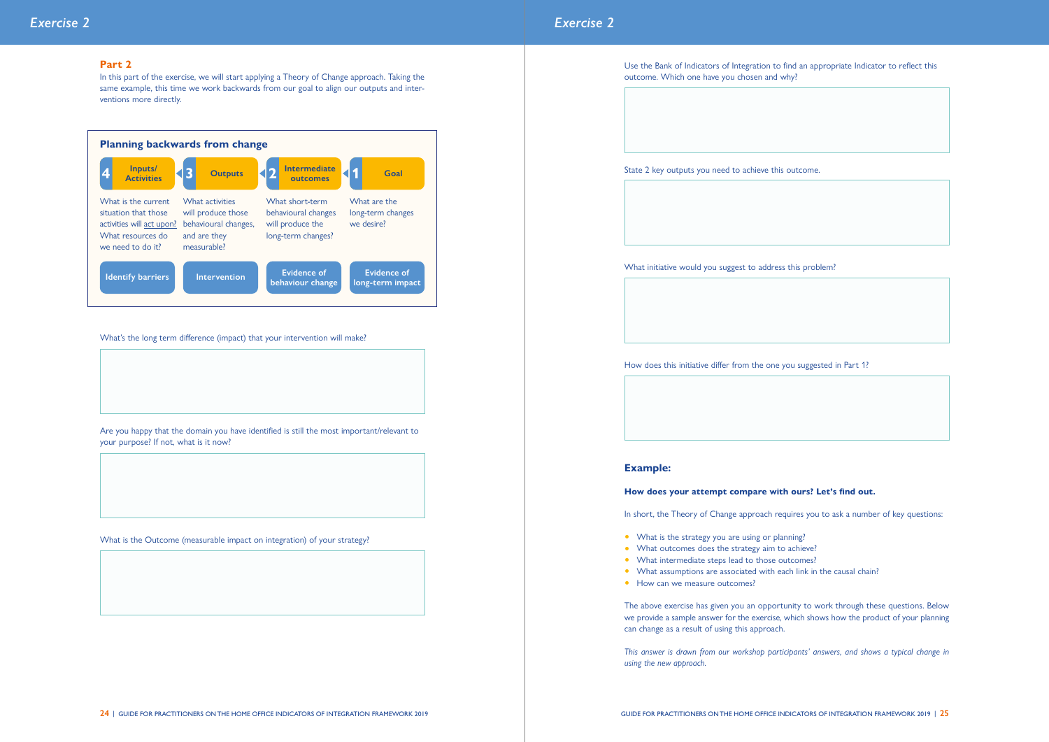## Exercise 2

### Part 2

In this part of the exercise, we will start applying a Theory of Change approach. Taking the same example, this time we work backwards from our goal to align our outputs and interventions more directly.

**Planning backwards from change**

| 4 Inputs/Activities | 3 Outputs | 2 Intermediate outcomes | 1 Goal |
|---|---|---|---|
| What is the current situation that those activities will act upon? What resources do we need to do it? | What activities will produce those behavioural changes, and are they measurable? | What short-term behavioural changes will produce the long-term changes? | What are the long-term changes we desire? |
| Identify barriers | Intervention | Evidence of behaviour change | Evidence of long-term impact |

What's the long term difference (impact) that your intervention will make?

Are you happy that the domain you have identified is still the most important/relevant to your purpose? If not, what is it now?

What is the Outcome (measurable impact on integration) of your strategy?

Use the Bank of Indicators of Integration to find an appropriate Indicator to reflect this outcome. Which one have you chosen and why?

State 2 key outputs you need to achieve this outcome.

What initiative would you suggest to address this problem?

How does this initiative differ from the one you suggested in Part 1?

### Example:

**How does your attempt compare with ours? Let's find out.**

In short, the Theory of Change approach requires you to ask a number of key questions:

- What is the strategy you are using or planning?
- What outcomes does the strategy aim to achieve?
- What intermediate steps lead to those outcomes?
- What assumptions are associated with each link in the causal chain?
- How can we measure outcomes?

The above exercise has given you an opportunity to work through these questions. Below we provide a sample answer for the exercise, which shows how the product of your planning can change as a result of using this approach.

*This answer is drawn from our workshop participants' answers, and shows a typical change in using the new approach.*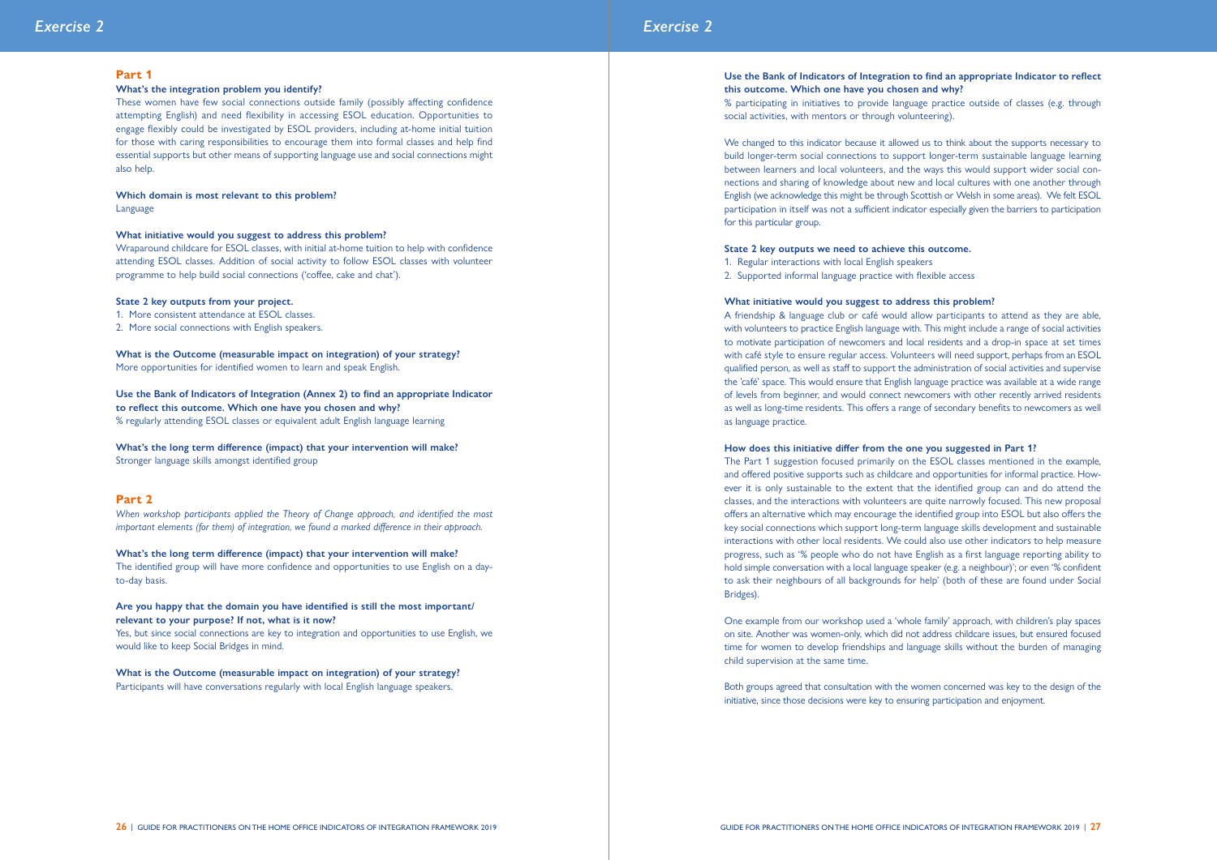## Exercise 2

### Part 1

**What's the integration problem you identify?**
These women have few social connections outside family (possibly affecting confidence attempting English) and need flexibility in accessing ESOL education. Opportunities to engage flexibly could be investigated by ESOL providers, including at-home initial tuition for those with caring responsibilities to encourage them into formal classes and help find essential supports but other means of supporting language use and social connections might also help.

**Which domain is most relevant to this problem?**
Language

**What initiative would you suggest to address this problem?**
Wraparound childcare for ESOL classes, with initial at-home tuition to help with confidence attending ESOL classes. Addition of social activity to follow ESOL classes with volunteer programme to help build social connections ('coffee, cake and chat').

**State 2 key outputs from your project.**

1. More consistent attendance at ESOL classes.
2. More social connections with English speakers.

**What is the Outcome (measurable impact on integration) of your strategy?**
More opportunities for identified women to learn and speak English.

**Use the Bank of Indicators of Integration (Annex 2) to find an appropriate Indicator to reflect this outcome. Which one have you chosen and why?**
% regularly attending ESOL classes or equivalent adult English language learning

**What's the long term difference (impact) that your intervention will make?**
Stronger language skills amongst identified group

### Part 2

*When workshop participants applied the Theory of Change approach, and identified the most important elements (for them) of integration, we found a marked difference in their approach.*

**What's the long term difference (impact) that your intervention will make?**
The identified group will have more confidence and opportunities to use English on a day-to-day basis.

**Are you happy that the domain you have identified is still the most important/ relevant to your purpose? If not, what is it now?**
Yes, but since social connections are key to integration and opportunities to use English, we would like to keep Social Bridges in mind.

**What is the Outcome (measurable impact on integration) of your strategy?**
Participants will have conversations regularly with local English language speakers.

**Use the Bank of Indicators of Integration to find an appropriate Indicator to reflect this outcome. Which one have you chosen and why?**
% participating in initiatives to provide language practice outside of classes (e.g. through social activities, with mentors or through volunteering).

We changed to this indicator because it allowed us to think about the supports necessary to build longer-term social connections to support longer-term sustainable language learning between learners and local volunteers, and the ways this would support wider social connections and sharing of knowledge about new and local cultures with one another through English (we acknowledge this might be through Scottish or Welsh in some areas). We felt ESOL participation in itself was not a sufficient indicator especially given the barriers to participation for this particular group.

**State 2 key outputs we need to achieve this outcome.**

1. Regular interactions with local English speakers
2. Supported informal language practice with flexible access

**What initiative would you suggest to address this problem?**
A friendship & language club or café would allow participants to attend as they are able, with volunteers to practice English language with. This might include a range of social activities to motivate participation of newcomers and local residents and a drop-in space at set times with café style to ensure regular access. Volunteers will need support, perhaps from an ESOL qualified person, as well as staff to support the administration of social activities and supervise the 'café' space. This would ensure that English language practice was available at a wide range of levels from beginner, and would connect newcomers with other recently arrived residents as well as long-time residents. This offers a range of secondary benefits to newcomers as well as language practice.

**How does this initiative differ from the one you suggested in Part 1?**
The Part 1 suggestion focused primarily on the ESOL classes mentioned in the example, and offered positive supports such as childcare and opportunities for informal practice. However it is only sustainable to the extent that the identified group can and do attend the classes, and the interactions with volunteers are quite narrowly focused. This new proposal offers an alternative which may encourage the identified group into ESOL but also offers the key social connections which support long-term language skills development and sustainable interactions with other local residents. We could also use other indicators to help measure progress, such as '% people who do not have English as a first language reporting ability to hold simple conversation with a local language speaker (e.g. a neighbour)'; or even '% confident to ask their neighbours of all backgrounds for help' (both of these are found under Social Bridges).

One example from our workshop used a 'whole family' approach, with children's play spaces on site. Another was women-only, which did not address childcare issues, but ensured focused time for women to develop friendships and language skills without the burden of managing child supervision at the same time.

Both groups agreed that consultation with the women concerned was key to the design of the initiative, since those decisions were key to ensuring participation and enjoyment.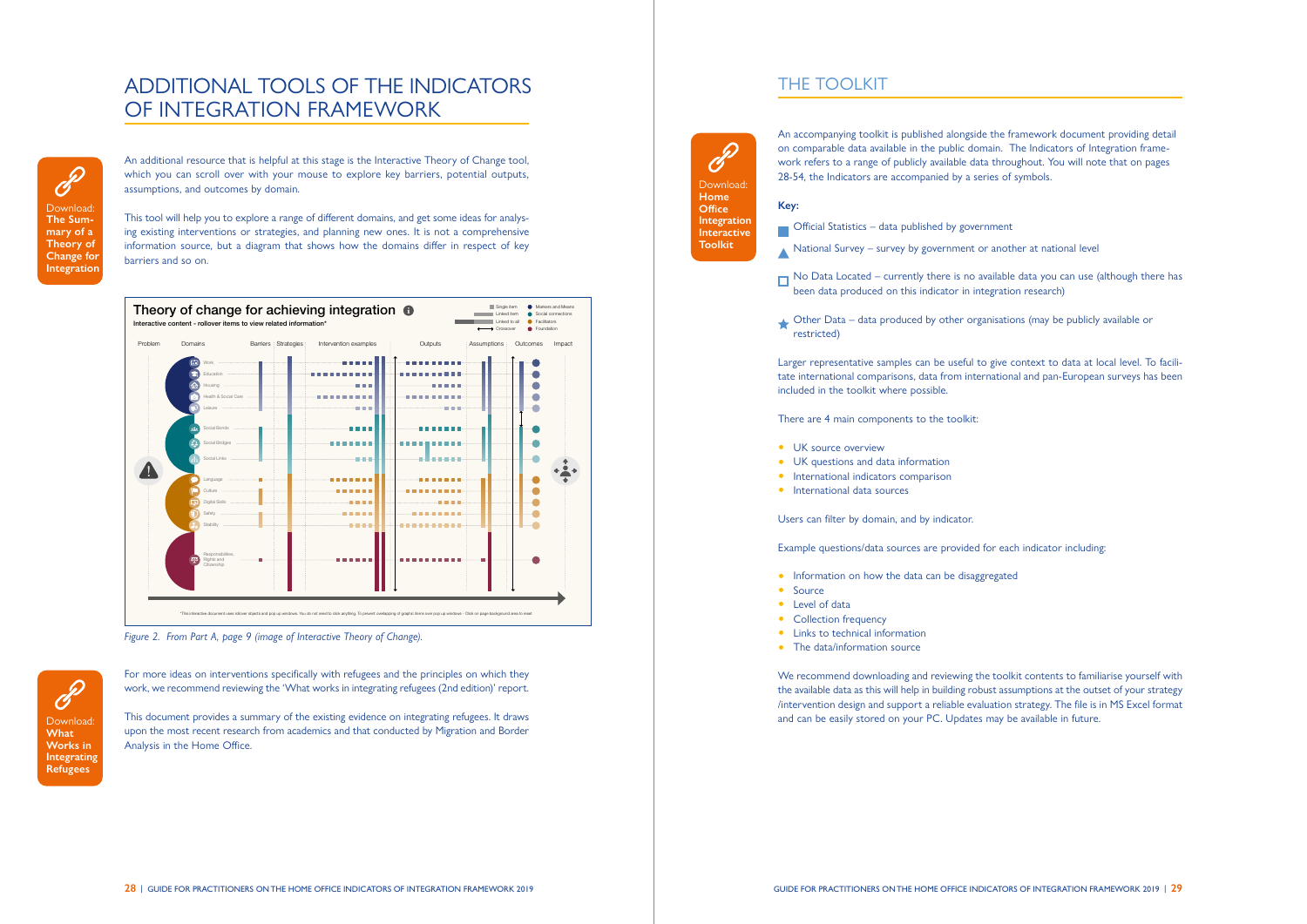# ADDITIONAL TOOLS OF THE INDICATORS OF INTEGRATION FRAMEWORK

Download: **The Summary of a Theory of Change for Integration**

An additional resource that is helpful at this stage is the Interactive Theory of Change tool, which you can scroll over with your mouse to explore key barriers, potential outputs, assumptions, and outcomes by domain.

This tool will help you to explore a range of different domains, and get some ideas for analysing existing interventions or strategies, and planning new ones. It is not a comprehensive information source, but a diagram that shows how the domains differ in respect of key barriers and so on.

*Figure 2. From Part A, page 9 (image of Interactive Theory of Change).*

Download: **What Works in Integrating Refugees**

For more ideas on interventions specifically with refugees and the principles on which they work, we recommend reviewing the 'What works in integrating refugees (2nd edition)' report.

This document provides a summary of the existing evidence on integrating refugees. It draws upon the most recent research from academics and that conducted by Migration and Border Analysis in the Home Office.

# THE TOOLKIT

Download: **Home Office Integration Interactive Toolkit**

An accompanying toolkit is published alongside the framework document providing detail on comparable data available in the public domain. The Indicators of Integration framework refers to a range of publicly available data throughout. You will note that on pages 28-54, the Indicators are accompanied by a series of symbols.

**Key:**

- ■ Official Statistics – data published by government
- ▲ National Survey – survey by government or another at national level
- □ No Data Located – currently there is no available data you can use (although there has been data produced on this indicator in integration research)
- ★ Other Data – data produced by other organisations (may be publicly available or restricted)

Larger representative samples can be useful to give context to data at local level. To facilitate international comparisons, data from international and pan-European surveys has been included in the toolkit where possible.

There are 4 main components to the toolkit:

- UK source overview
- UK questions and data information
- International indicators comparison
- International data sources

Users can filter by domain, and by indicator.

Example questions/data sources are provided for each indicator including:

- Information on how the data can be disaggregated
- Source
- Level of data
- Collection frequency
- Links to technical information
- The data/information source

We recommend downloading and reviewing the toolkit contents to familiarise yourself with the available data as this will help in building robust assumptions at the outset of your strategy /intervention design and support a reliable evaluation strategy. The file is in MS Excel format and can be easily stored on your PC. Updates may be available in future.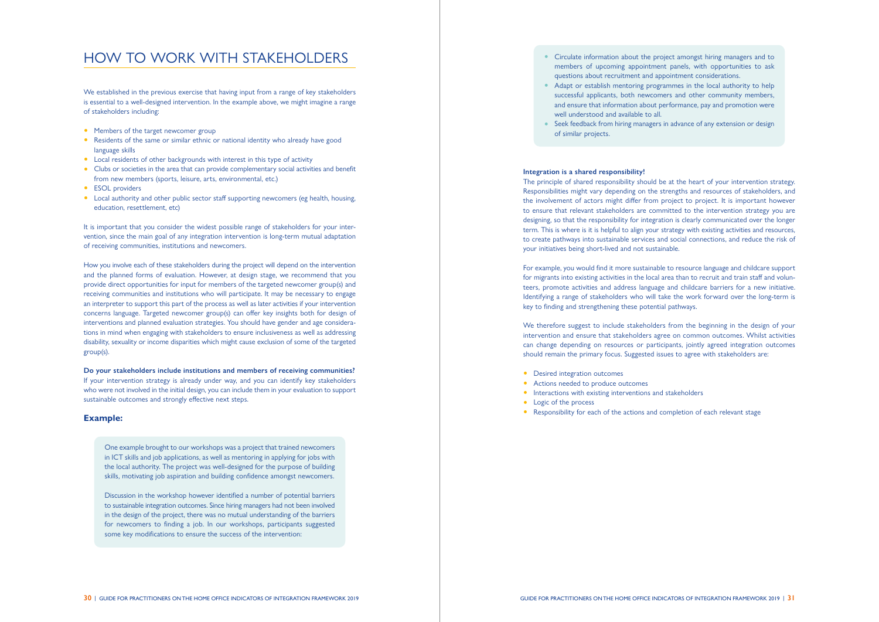# HOW TO WORK WITH STAKEHOLDERS

We established in the previous exercise that having input from a range of key stakeholders is essential to a well-designed intervention. In the example above, we might imagine a range of stakeholders including:

- Members of the target newcomer group
- Residents of the same or similar ethnic or national identity who already have good language skills
- Local residents of other backgrounds with interest in this type of activity
- Clubs or societies in the area that can provide complementary social activities and benefit from new members (sports, leisure, arts, environmental, etc.)
- ESOL providers
- Local authority and other public sector staff supporting newcomers (eg health, housing, education, resettlement, etc)

It is important that you consider the widest possible range of stakeholders for your intervention, since the main goal of any integration intervention is long-term mutual adaptation of receiving communities, institutions and newcomers.

How you involve each of these stakeholders during the project will depend on the intervention and the planned forms of evaluation. However, at design stage, we recommend that you provide direct opportunities for input for members of the targeted newcomer group(s) and receiving communities and institutions who will participate. It may be necessary to engage an interpreter to support this part of the process as well as later activities if your intervention concerns language. Targeted newcomer group(s) can offer key insights both for design of interventions and planned evaluation strategies. You should have gender and age considerations in mind when engaging with stakeholders to ensure inclusiveness as well as addressing disability, sexuality or income disparities which might cause exclusion of some of the targeted group(s).

**Do your stakeholders include institutions and members of receiving communities?**
If your intervention strategy is already under way, and you can identify key stakeholders who were not involved in the initial design, you can include them in your evaluation to support sustainable outcomes and strongly effective next steps.

### Example:

One example brought to our workshops was a project that trained newcomers in ICT skills and job applications, as well as mentoring in applying for jobs with the local authority. The project was well-designed for the purpose of building skills, motivating job aspiration and building confidence amongst newcomers.

Discussion in the workshop however identified a number of potential barriers to sustainable integration outcomes. Since hiring managers had not been involved in the design of the project, there was no mutual understanding of the barriers for newcomers to finding a job. In our workshops, participants suggested some key modifications to ensure the success of the intervention:

- Circulate information about the project amongst hiring managers and to members of upcoming appointment panels, with opportunities to ask questions about recruitment and appointment considerations.
- Adapt or establish mentoring programmes in the local authority to help successful applicants, both newcomers and other community members, and ensure that information about performance, pay and promotion were well understood and available to all.
- Seek feedback from hiring managers in advance of any extension or design of similar projects.

**Integration is a shared responsibility!**
The principle of shared responsibility should be at the heart of your intervention strategy. Responsibilities might vary depending on the strengths and resources of stakeholders, and the involvement of actors might differ from project to project. It is important however to ensure that relevant stakeholders are committed to the intervention strategy you are designing, so that the responsibility for integration is clearly communicated over the longer term. This is where is it is helpful to align your strategy with existing activities and resources, to create pathways into sustainable services and social connections, and reduce the risk of your initiatives being short-lived and not sustainable.

For example, you would find it more sustainable to resource language and childcare support for migrants into existing activities in the local area than to recruit and train staff and volunteers, promote activities and address language and childcare barriers for a new initiative. Identifying a range of stakeholders who will take the work forward over the long-term is key to finding and strengthening these potential pathways.

We therefore suggest to include stakeholders from the beginning in the design of your intervention and ensure that stakeholders agree on common outcomes. Whilst activities can change depending on resources or participants, jointly agreed integration outcomes should remain the primary focus. Suggested issues to agree with stakeholders are:

- Desired integration outcomes
- Actions needed to produce outcomes
- Interactions with existing interventions and stakeholders
- Logic of the process
- Responsibility for each of the actions and completion of each relevant stage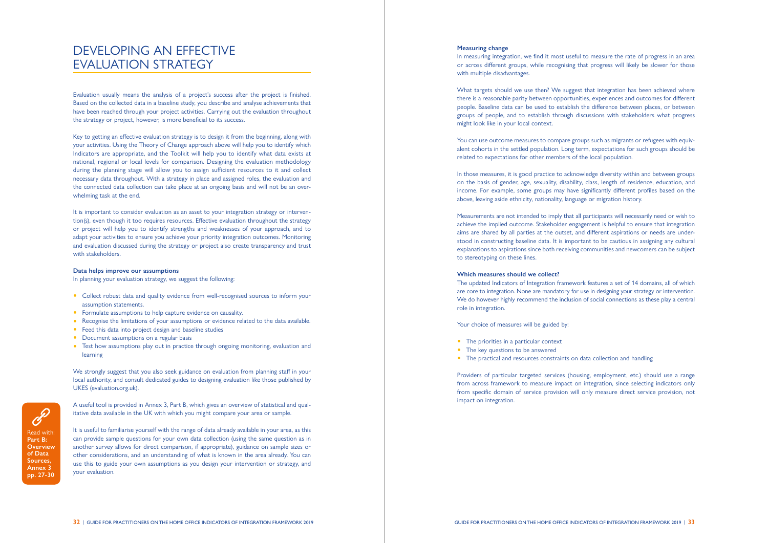# DEVELOPING AN EFFECTIVE EVALUATION STRATEGY

Evaluation usually means the analysis of a project's success after the project is finished. Based on the collected data in a baseline study, you describe and analyse achievements that have been reached through your project activities. Carrying out the evaluation throughout the strategy or project, however, is more beneficial to its success.

Key to getting an effective evaluation strategy is to design it from the beginning, along with your activities. Using the Theory of Change approach above will help you to identify which Indicators are appropriate, and the Toolkit will help you to identify what data exists at national, regional or local levels for comparison. Designing the evaluation methodology during the planning stage will allow you to assign sufficient resources to it and collect necessary data throughout. With a strategy in place and assigned roles, the evaluation and the connected data collection can take place at an ongoing basis and will not be an overwhelming task at the end.

It is important to consider evaluation as an asset to your integration strategy or intervention(s), even though it too requires resources. Effective evaluation throughout the strategy or project will help you to identify strengths and weaknesses of your approach, and to adapt your activities to ensure you achieve your priority integration outcomes. Monitoring and evaluation discussed during the strategy or project also create transparency and trust with stakeholders.

**Data helps improve our assumptions**

In planning your evaluation strategy, we suggest the following:

- Collect robust data and quality evidence from well-recognised sources to inform your assumption statements.
- Formulate assumptions to help capture evidence on causality.
- Recognise the limitations of your assumptions or evidence related to the data available.
- Feed this data into project design and baseline studies
- Document assumptions on a regular basis
- Test how assumptions play out in practice through ongoing monitoring, evaluation and learning

We strongly suggest that you also seek guidance on evaluation from planning staff in your local authority, and consult dedicated guides to designing evaluation like those published by UKES (evaluation.org.uk).

A useful tool is provided in Annex 3, Part B, which gives an overview of statistical and qualitative data available in the UK with which you might compare your area or sample.

Read with: **Part B: Overview of Data Sources, Annex 3 pp. 27-30**

It is useful to familiarise yourself with the range of data already available in your area, as this can provide sample questions for your own data collection (using the same question as in another survey allows for direct comparison, if appropriate), guidance on sample sizes or other considerations, and an understanding of what is known in the area already. You can use this to guide your own assumptions as you design your intervention or strategy, and your evaluation.

**Measuring change**

In measuring integration, we find it most useful to measure the rate of progress in an area or across different groups, while recognising that progress will likely be slower for those with multiple disadvantages.

What targets should we use then? We suggest that integration has been achieved where there is a reasonable parity between opportunities, experiences and outcomes for different people. Baseline data can be used to establish the difference between places, or between groups of people, and to establish through discussions with stakeholders what progress might look like in your local context.

You can use outcome measures to compare groups such as migrants or refugees with equivalent cohorts in the settled population. Long term, expectations for such groups should be related to expectations for other members of the local population.

In those measures, it is good practice to acknowledge diversity within and between groups on the basis of gender, age, sexuality, disability, class, length of residence, education, and income. For example, some groups may have significantly different profiles based on the above, leaving aside ethnicity, nationality, language or migration history.

Measurements are not intended to imply that all participants will necessarily need or wish to achieve the implied outcome. Stakeholder engagement is helpful to ensure that integration aims are shared by all parties at the outset, and different aspirations or needs are understood in constructing baseline data. It is important to be cautious in assigning any cultural explanations to aspirations since both receiving communities and newcomers can be subject to stereotyping on these lines.

**Which measures should we collect?**

The updated Indicators of Integration framework features a set of 14 domains, all of which are core to integration. None are mandatory for use in designing your strategy or intervention. We do however highly recommend the inclusion of social connections as these play a central role in integration.

Your choice of measures will be guided by:

- The priorities in a particular context
- The key questions to be answered
- The practical and resources constraints on data collection and handling

Providers of particular targeted services (housing, employment, etc.) should use a range from across framework to measure impact on integration, since selecting indicators only from specific domain of service provision will only measure direct service provision, not impact on integration.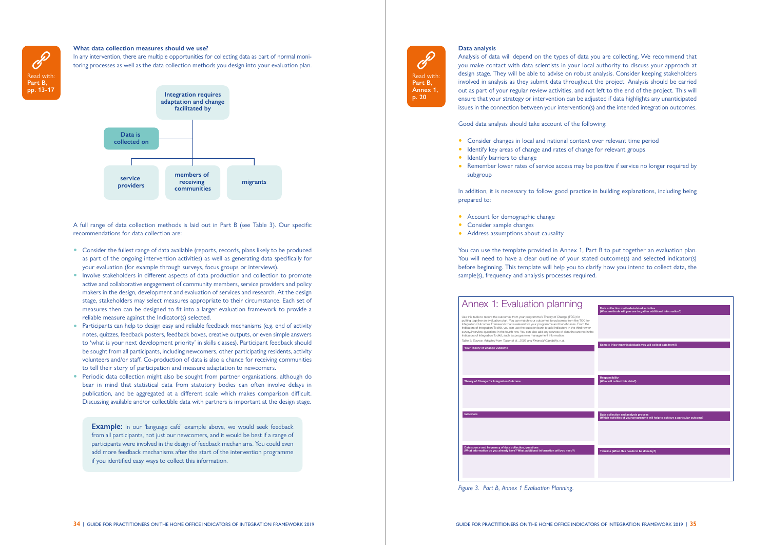Read with: **Part B, pp. 13-17**

### What data collection measures should we use?

In any intervention, there are multiple opportunities for collecting data as part of normal monitoring processes as well as the data collection methods you design into your evaluation plan.

**Integration requires adaptation and change facilitated by**

**Data is collected on**

- **service providers**
- **members of receiving communities**
- **migrants**

A full range of data collection methods is laid out in Part B (see Table 3). Our specific recommendations for data collection are:

- Consider the fullest range of data available (reports, records, plans likely to be produced as part of the ongoing intervention activities) as well as generating data specifically for your evaluation (for example through surveys, focus groups or interviews).
- Involve stakeholders in different aspects of data production and collection to promote active and collaborative engagement of community members, service providers and policy makers in the design, development and evaluation of services and research. At the design stage, stakeholders may select measures appropriate to their circumstance. Each set of measures then can be designed to fit into a larger evaluation framework to provide a reliable measure against the Indicator(s) selected.
- Participants can help to design easy and reliable feedback mechanisms (e.g. end of activity notes, quizzes, feedback posters, feedback boxes, creative outputs, or even simple answers to 'what is your next development priority' in skills classes). Participant feedback should be sought from all participants, including newcomers, other participating residents, activity volunteers and/or staff. Co-production of data is also a chance for receiving communities to tell their story of participation and measure adaptation to newcomers.
- Periodic data collection might also be sought from partner organisations, although do bear in mind that statistical data from statutory bodies can often involve delays in publication, and be aggregated at a different scale which makes comparison difficult. Discussing available and/or collectible data with partners is important at the design stage.

> **Example:** In our 'language café' example above, we would seek feedback from all participants, not just our newcomers, and it would be best if a range of participants were involved in the design of feedback mechanisms. You could even add more feedback mechanisms after the start of the intervention programme if you identified easy ways to collect this information.

Read with: **Part B, Annex 1, p. 20**

### Data analysis

Analysis of data will depend on the types of data you are collecting. We recommend that you make contact with data scientists in your local authority to discuss your approach at design stage. They will be able to advise on robust analysis. Consider keeping stakeholders involved in analysis as they submit data throughout the project. Analysis should be carried out as part of your regular review activities, and not left to the end of the project. This will ensure that your strategy or intervention can be adjusted if data highlights any unanticipated issues in the connection between your intervention(s) and the intended integration outcomes.

Good data analysis should take account of the following:

- Consider changes in local and national context over relevant time period
- Identify key areas of change and rates of change for relevant groups
- Identify barriers to change
- Remember lower rates of service access may be positive if service no longer required by subgroup

In addition, it is necessary to follow good practice in building explanations, including being prepared to:

- Account for demographic change
- Consider sample changes
- Address assumptions about causality

You can use the template provided in Annex 1, Part B to put together an evaluation plan. You will need to have a clear outline of your stated outcome(s) and selected indicator(s) before beginning. This template will help you to clarify how you intend to collect data, the sample(s), frequency and analysis processes required.

**Annex 1: Evaluation planning**

Use this table to record the outcomes from your programme's Theory of Change (TOC) for putting together an evaluation plan. You can match your outcomes to outcomes from the TOC for Integration Outcomes Framework that is relevant for your programme and beneficiaries. From the Indicators of Integration Toolkit, you can use the question bank to add indicators in the third row or survey/interview questions in the fourth row. You can also add any sources of data that are not in the Indicators of Integration Toolkit, such as programme management information.

*Table 5: Source: Adapted from Taylor et al., 2005 and Financial Capability, n.d.*

| | |
|---|---|
| **Your Theory of Change Outcome** | **Data collection methods/related activities** (What methods will you use to gather additional information?) |
| **Theory of Change for Integration Outcome** | **Sample** (How many individuals you will collect data from?) |
| **Indicators** | **Responsibility** (Who will collect this data?) |
| **Data source and frequency of data collection, questions** (What information do you already have? What additional information will you need?) | **Data collection and analysis process** (Which activities of your programme will help to achieve a particular outcome) |
| | **Timeline** (When this needs to be done by?) |

*Figure 3. Part B, Annex 1 Evaluation Planning.*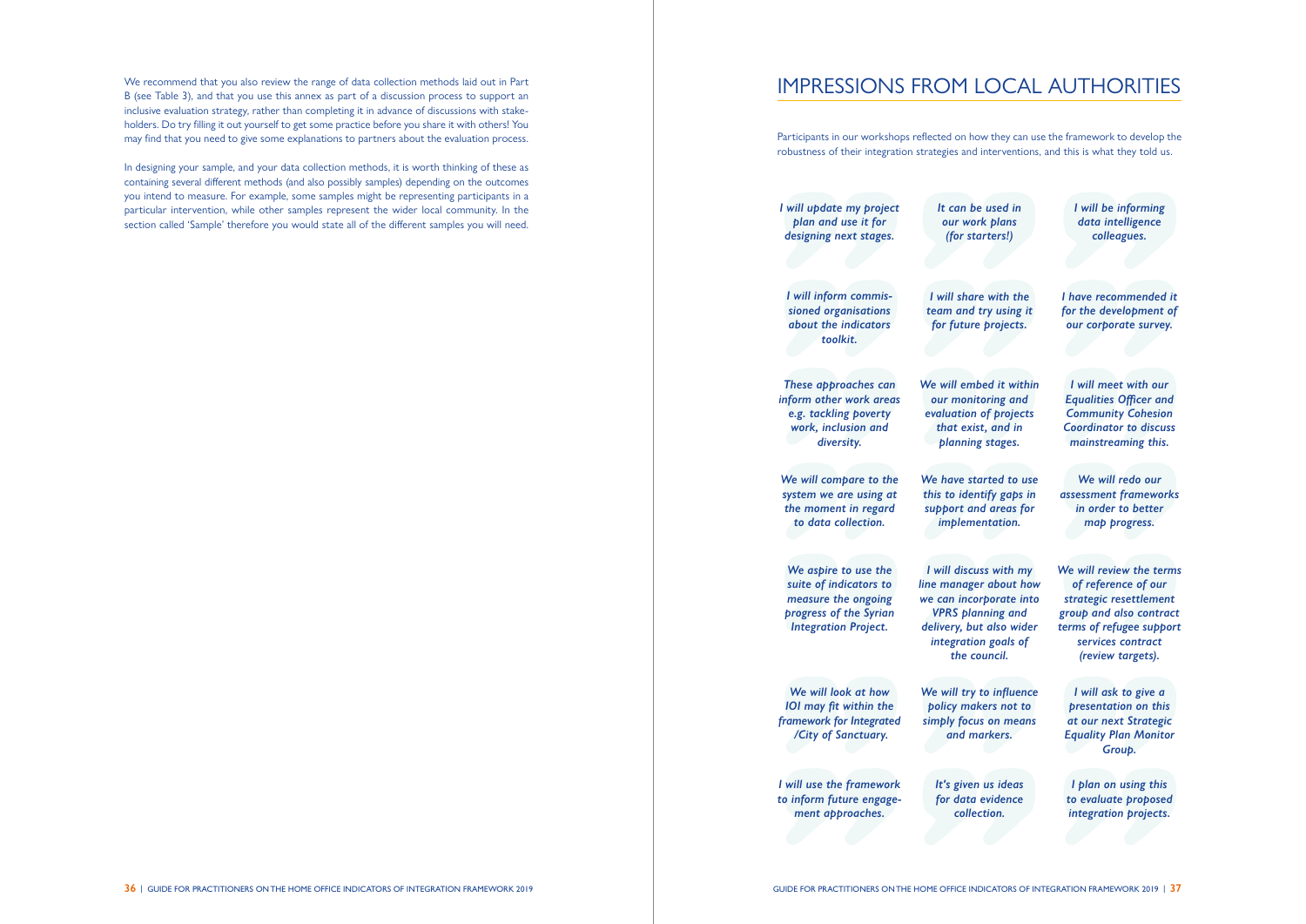We recommend that you also review the range of data collection methods laid out in Part B (see Table 3), and that you use this annex as part of a discussion process to support an inclusive evaluation strategy, rather than completing it in advance of discussions with stakeholders. Do try filling it out yourself to get some practice before you share it with others! You may find that you need to give some explanations to partners about the evaluation process.

In designing your sample, and your data collection methods, it is worth thinking of these as containing several different methods (and also possibly samples) depending on the outcomes you intend to measure. For example, some samples might be representing participants in a particular intervention, while other samples represent the wider local community. In the section called 'Sample' therefore you would state all of the different samples you will need.

# IMPRESSIONS FROM LOCAL AUTHORITIES

Participants in our workshops reflected on how they can use the framework to develop the robustness of their integration strategies and interventions, and this is what they told us.

*I will update my project plan and use it for designing next stages.*

*It can be used in our work plans (for starters!)*

*I will be informing data intelligence colleagues.*

*I will inform commissioned organisations about the indicators toolkit.*

*I will share with the team and try using it for future projects.*

*I have recommended it for the development of our corporate survey.*

*These approaches can inform other work areas e.g. tackling poverty work, inclusion and diversity.*

*We will embed it within our monitoring and evaluation of projects that exist, and in planning stages.*

*I will meet with our Equalities Officer and Community Cohesion Coordinator to discuss mainstreaming this.*

*We will compare to the system we are using at the moment in regard to data collection.*

*We have started to use this to identify gaps in support and areas for implementation.*

*We will redo our assessment frameworks in order to better map progress.*

*We aspire to use the suite of indicators to measure the ongoing progress of the Syrian Integration Project.*

*I will discuss with my line manager about how we can incorporate into VPRS planning and delivery, but also wider integration goals of the council.*

*We will review the terms of reference of our strategic resettlement group and also contract terms of refugee support services contract (review targets).*

*We will look at how IOI may fit within the framework for Integrated /City of Sanctuary.*

*We will try to influence policy makers not to simply focus on means and markers.*

*I will ask to give a presentation on this at our next Strategic Equality Plan Monitor Group.*

*I will use the framework to inform future engagement approaches.*

*It's given us ideas for data evidence collection.*

*I plan on using this to evaluate proposed integration projects.*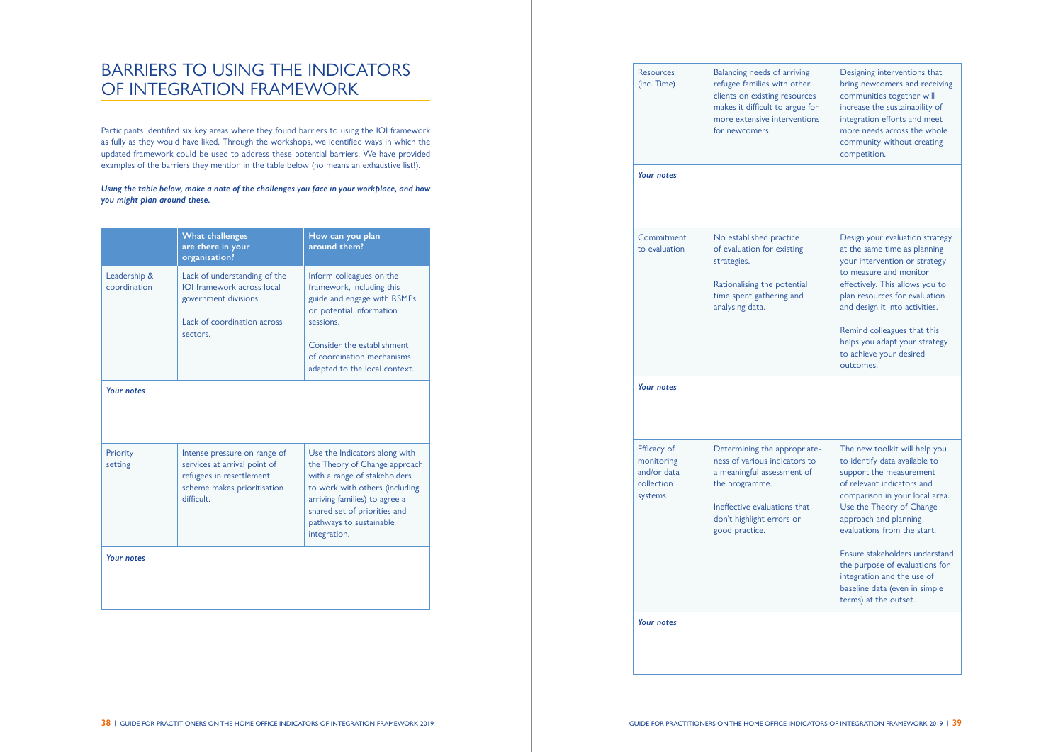# BARRIERS TO USING THE INDICATORS OF INTEGRATION FRAMEWORK

Participants identified six key areas where they found barriers to using the IOI framework as fully as they would have liked. Through the workshops, we identified ways in which the updated framework could be used to address these potential barriers. We have provided examples of the barriers they mention in the table below (no means an exhaustive list!).

***Using the table below, make a note of the challenges you face in your workplace, and how you might plan around these.***

| | What challenges are there in your organisation? | How can you plan around them? |
|---|---|---|
| Leadership & coordination | Lack of understanding of the IOI framework across local government divisions.<br><br>Lack of coordination across sectors. | Inform colleagues on the framework, including this guide and engage with RSMPs on potential information sessions.<br><br>Consider the establishment of coordination mechanisms adapted to the local context. |
| ***Your notes*** | | |
| Priority setting | Intense pressure on range of services at arrival point of refugees in resettlement scheme makes prioritisation difficult. | Use the Indicators along with the Theory of Change approach with a range of stakeholders to work with others (including arriving families) to agree a shared set of priorities and pathways to sustainable integration. |
| ***Your notes*** | | |
| Resources (inc. Time) | Balancing needs of arriving refugee families with other clients on existing resources makes it difficult to argue for more extensive interventions for newcomers. | Designing interventions that bring newcomers and receiving communities together will increase the sustainability of integration efforts and meet more needs across the whole community without creating competition. |
| ***Your notes*** | | |
| Commitment to evaluation | No established practice of evaluation for existing strategies.<br><br>Rationalising the potential time spent gathering and analysing data. | Design your evaluation strategy at the same time as planning your intervention or strategy to measure and monitor effectively. This allows you to plan resources for evaluation and design it into activities.<br><br>Remind colleagues that this helps you adapt your strategy to achieve your desired outcomes. |
| ***Your notes*** | | |
| Efficacy of monitoring and/or data collection systems | Determining the appropriateness of various indicators to a meaningful assessment of the programme.<br><br>Ineffective evaluations that don't highlight errors or good practice. | The new toolkit will help you to identify data available to support the measurement of relevant indicators and comparison in your local area. Use the Theory of Change approach and planning evaluations from the start.<br><br>Ensure stakeholders understand the purpose of evaluations for integration and the use of baseline data (even in simple terms) at the outset. |
| ***Your notes*** | | |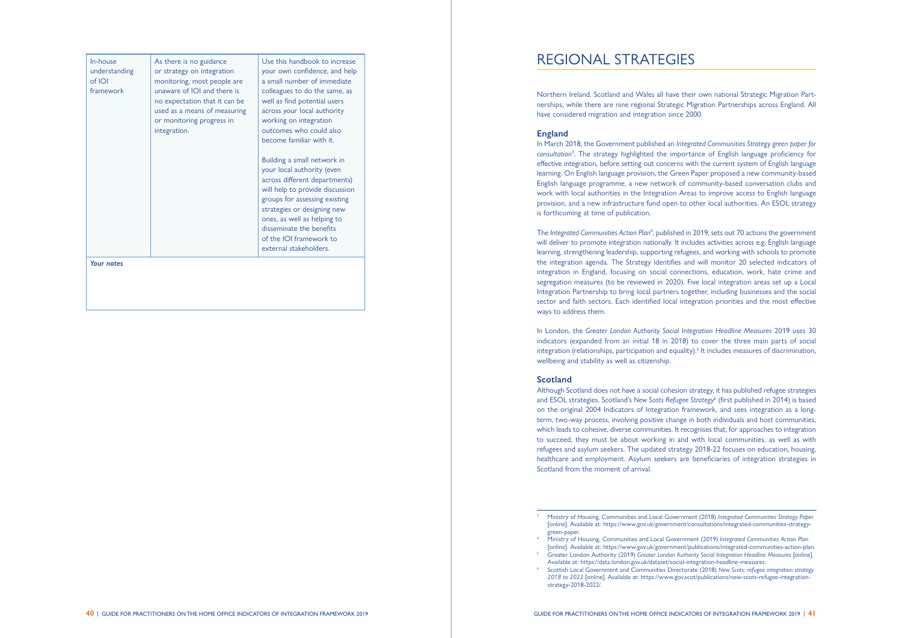| In-house understanding of IOI framework | As there is no guidance or strategy on integration monitoring, most people are unaware of IOI and there is no expectation that it can be used as a means of measuring or monitoring progress in integration. | Use this handbook to increase your own confidence, and help a small number of immediate colleagues to do the same, as well as find potential users across your local authority working on integration outcomes who could also become familiar with it.<br><br>Building a small network in your local authority (even across different departments) will help to provide discussion groups for assessing existing strategies or designing new ones, as well as helping to disseminate the benefits of the IOI framework to external stakeholders. |
|---|---|---|
| ***Your notes*** | | |

# REGIONAL STRATEGIES

Northern Ireland, Scotland and Wales all have their own national Strategic Migration Partnerships, while there are nine regional Strategic Migration Partnerships across England. All have considered migration and integration since 2000.

## England

In March 2018, the Government published an *Integrated Communities Strategy green paper for consultation*[3]. The strategy highlighted the importance of English language proficiency for effective integration, before setting out concerns with the current system of English language learning. On English language provision, the Green Paper proposed a new community-based English language programme, a new network of community-based conversation clubs and work with local authorities in the Integration Areas to improve access to English language provision, and a new infrastructure fund open to other local authorities. An ESOL strategy is forthcoming at time of publication.

The *Integrated Communities Action Plan*[4], published in 2019, sets out 70 actions the government will deliver to promote integration nationally. It includes activities across e.g. English language learning, strengthening leadership, supporting refugees, and working with schools to promote the integration agenda. The Strategy identifies and will monitor 20 selected indicators of integration in England, focusing on social connections, education, work, hate crime and segregation measures (to be reviewed in 2020). Five local integration areas set up a Local Integration Partnership to bring local partners together, including businesses and the social sector and faith sectors. Each identified local integration priorities and the most effective ways to address them.

In London, the *Greater London Authority Social Integration Headline Measures* 2019 uses 30 indicators (expanded from an initial 18 in 2018) to cover the three main parts of social integration (relationships, participation and equality).[5] It includes measures of discrimination, wellbeing and stability as well as citizenship.

## Scotland

Although Scotland does not have a social cohesion strategy, it has published refugee strategies and ESOL strategies. Scotland's *New Scots Refugee Strategy*[6] (first published in 2014) is based on the original 2004 Indicators of Integration framework, and sees integration as a long-term, two-way process, involving positive change in both individuals and host communities, which leads to cohesive, diverse communities. It recognises that, for approaches to integration to succeed, they must be about working in and with local communities, as well as with refugees and asylum seekers. The updated strategy 2018-22 focuses on education, housing, healthcare and employment. Asylum seekers are beneficiaries of integration strategies in Scotland from the moment of arrival.

---

[3] Ministry of Housing, Communities and Local Government (2018) *Integrated Communities Strategy Paper* [online]. Available at: https://www.gov.uk/government/consultations/integrated-communities-strategy-green-paper.

[4] Ministry of Housing, Communities and Local Government (2019) *Integrated Communities Action Plan* [online]. Available at: https://www.gov.uk/government/publications/integrated-communities-action-plan.

[5] Greater London Authority (2019) *Greater London Authority Social Integration Headline Measures* [online]. Available at: https://data.london.gov.uk/dataset/social-integration-headline-measures.

[6] Scottish Local Government and Communities Directorate (2018) *New Scots: refugee integration strategy 2018 to 2022* [online]. Available at: https://www.gov.scot/publications/new-scots-refugee-integration-strategy-2018-2022/.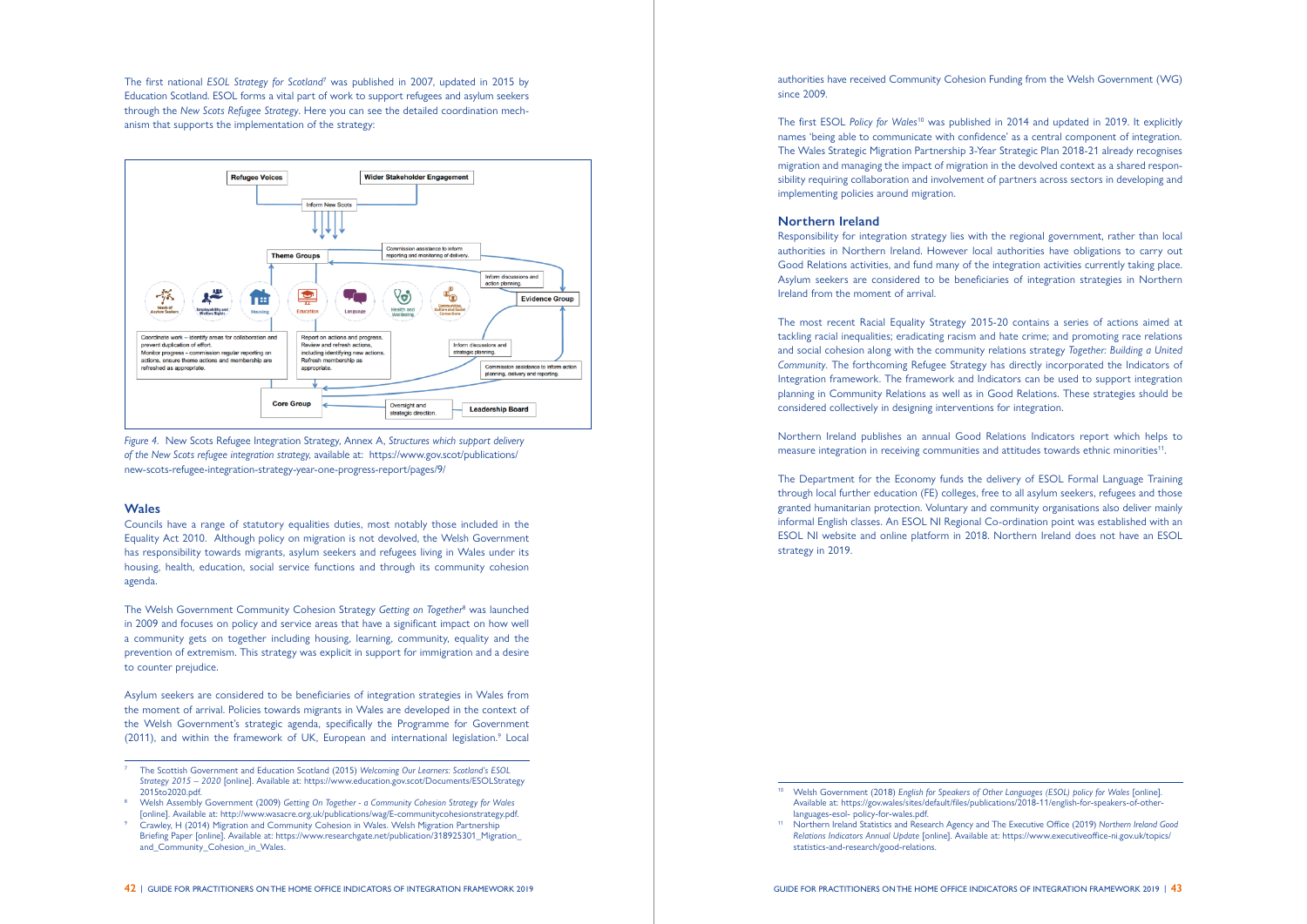The first national *ESOL Strategy for Scotland*[7] was published in 2007, updated in 2015 by Education Scotland. ESOL forms a vital part of work to support refugees and asylum seekers through the *New Scots Refugee Strategy*. Here you can see the detailed coordination mechanism that supports the implementation of the strategy:

*Figure 4.* New Scots Refugee Integration Strategy, Annex A, *Structures which support delivery of the New Scots refugee integration strategy*, available at: https://www.gov.scot/publications/new-scots-refugee-integration-strategy-year-one-progress-report/pages/9/

## Wales

Councils have a range of statutory equalities duties, most notably those included in the Equality Act 2010. Although policy on migration is not devolved, the Welsh Government has responsibility towards migrants, asylum seekers and refugees living in Wales under its housing, health, education, social service functions and through its community cohesion agenda.

The Welsh Government Community Cohesion Strategy *Getting on Together*[8] was launched in 2009 and focuses on policy and service areas that have a significant impact on how well a community gets on together including housing, learning, community, equality and the prevention of extremism. This strategy was explicit in support for immigration and a desire to counter prejudice.

Asylum seekers are considered to be beneficiaries of integration strategies in Wales from the moment of arrival. Policies towards migrants in Wales are developed in the context of the Welsh Government's strategic agenda, specifically the Programme for Government (2011), and within the framework of UK, European and international legislation.[9] Local authorities have received Community Cohesion Funding from the Welsh Government (WG) since 2009.

The first ESOL *Policy for Wales*[10] was published in 2014 and updated in 2019. It explicitly names 'being able to communicate with confidence' as a central component of integration. The Wales Strategic Migration Partnership 3-Year Strategic Plan 2018-21 already recognises migration and managing the impact of migration in the devolved context as a shared responsibility requiring collaboration and involvement of partners across sectors in developing and implementing policies around migration.

## Northern Ireland

Responsibility for integration strategy lies with the regional government, rather than local authorities in Northern Ireland. However local authorities have obligations to carry out Good Relations activities, and fund many of the integration activities currently taking place. Asylum seekers are considered to be beneficiaries of integration strategies in Northern Ireland from the moment of arrival.

The most recent Racial Equality Strategy 2015-20 contains a series of actions aimed at tackling racial inequalities; eradicating racism and hate crime; and promoting race relations and social cohesion along with the community relations strategy *Together: Building a United Community*. The forthcoming Refugee Strategy has directly incorporated the Indicators of Integration framework. The framework and Indicators can be used to support integration planning in Community Relations as well as in Good Relations. These strategies should be considered collectively in designing interventions for integration.

Northern Ireland publishes an annual Good Relations Indicators report which helps to measure integration in receiving communities and attitudes towards ethnic minorities[11].

The Department for the Economy funds the delivery of ESOL Formal Language Training through local further education (FE) colleges, free to all asylum seekers, refugees and those granted humanitarian protection. Voluntary and community organisations also deliver mainly informal English classes. An ESOL NI Regional Co-ordination point was established with an ESOL NI website and online platform in 2018. Northern Ireland does not have an ESOL strategy in 2019.

---

[7] The Scottish Government and Education Scotland (2015) *Welcoming Our Learners: Scotland's ESOL Strategy 2015 – 2020* [online]. Available at: https://www.education.gov.scot/Documents/ESOLStrategy2015to2020.pdf.

[8] Welsh Assembly Government (2009) *Getting On Together - a Community Cohesion Strategy for Wales* [online]. Available at: http://www.wasacre.org.uk/publications/wag/E-communitycohesionstrategy.pdf.

[9] Crawley, H (2014) Migration and Community Cohesion in Wales. Welsh Migration Partnership Briefing Paper [online]. Available at: https://www.researchgate.net/publication/318925301_Migration_and_Community_Cohesion_in_Wales.

[10] Welsh Government (2018) *English for Speakers of Other Languages (ESOL) policy for Wales* [online]. Available at: https://gov.wales/sites/default/files/publications/2018-11/english-for-speakers-of-other-languages-esol- policy-for-wales.pdf.

[11] Northern Ireland Statistics and Research Agency and The Executive Office (2019) *Northern Ireland Good Relations Indicators Annual Update* [online]. Available at: https://www.executiveoffice-ni.gov.uk/topics/statistics-and-research/good-relations.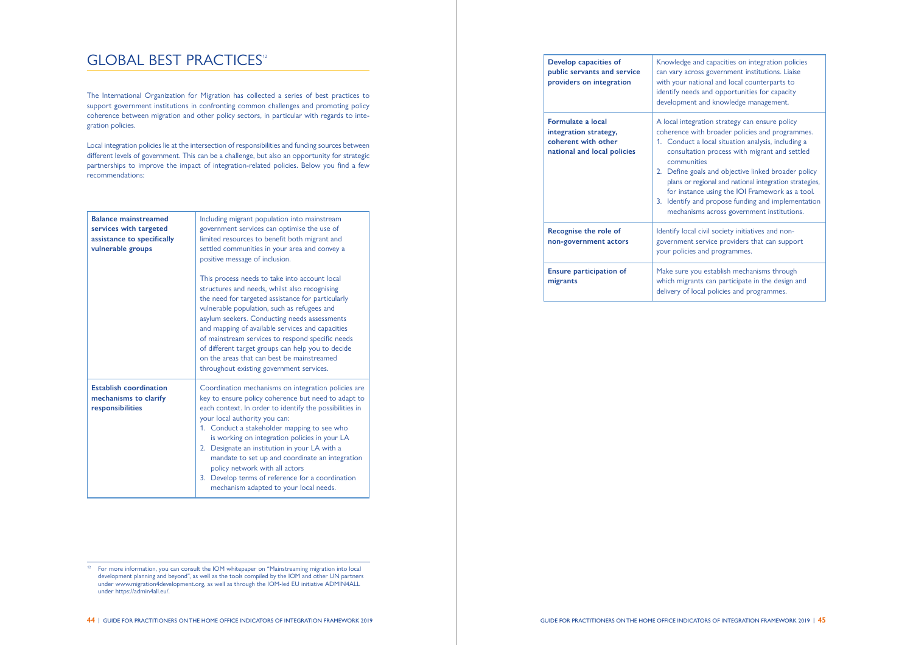# GLOBAL BEST PRACTICES[12]

The International Organization for Migration has collected a series of best practices to support government institutions in confronting common challenges and promoting policy coherence between migration and other policy sectors, in particular with regards to integration policies.

Local integration policies lie at the intersection of responsibilities and funding sources between different levels of government. This can be a challenge, but also an opportunity for strategic partnerships to improve the impact of integration-related policies. Below you find a few recommendations:

| | |
|---|---|
| **Balance mainstreamed services with targeted assistance to specifically vulnerable groups** | Including migrant population into mainstream government services can optimise the use of limited resources to benefit both migrant and settled communities in your area and convey a positive message of inclusion.<br><br>This process needs to take into account local structures and needs, whilst also recognising the need for targeted assistance for particularly vulnerable population, such as refugees and asylum seekers. Conducting needs assessments and mapping of available services and capacities of mainstream services to respond specific needs of different target groups can help you to decide on the areas that can best be mainstreamed throughout existing government services. |
| **Establish coordination mechanisms to clarify responsibilities** | Coordination mechanisms on integration policies are key to ensure policy coherence but need to adapt to each context. In order to identify the possibilities in your local authority you can:<br>1. Conduct a stakeholder mapping to see who is working on integration policies in your LA<br>2. Designate an institution in your LA with a mandate to set up and coordinate an integration policy network with all actors<br>3. Develop terms of reference for a coordination mechanism adapted to your local needs. |
| **Develop capacities of public servants and service providers on integration** | Knowledge and capacities on integration policies can vary across government institutions. Liaise with your national and local counterparts to identify needs and opportunities for capacity development and knowledge management. |
| **Formulate a local integration strategy, coherent with other national and local policies** | A local integration strategy can ensure policy coherence with broader policies and programmes.<br>1. Conduct a local situation analysis, including a consultation process with migrant and settled communities<br>2. Define goals and objective linked broader policy plans or regional and national integration strategies, for instance using the IOI Framework as a tool.<br>3. Identify and propose funding and implementation mechanisms across government institutions. |
| **Recognise the role of non-government actors** | Identify local civil society initiatives and non-government service providers that can support your policies and programmes. |
| **Ensure participation of migrants** | Make sure you establish mechanisms through which migrants can participate in the design and delivery of local policies and programmes. |

[12] For more information, you can consult the IOM whitepaper on "Mainstreaming migration into local development planning and beyond", as well as the tools compiled by the IOM and other UN partners under www.migration4development.org, as well as through the IOM-led EU initiative ADMIN4ALL under https://admin4all.eu/.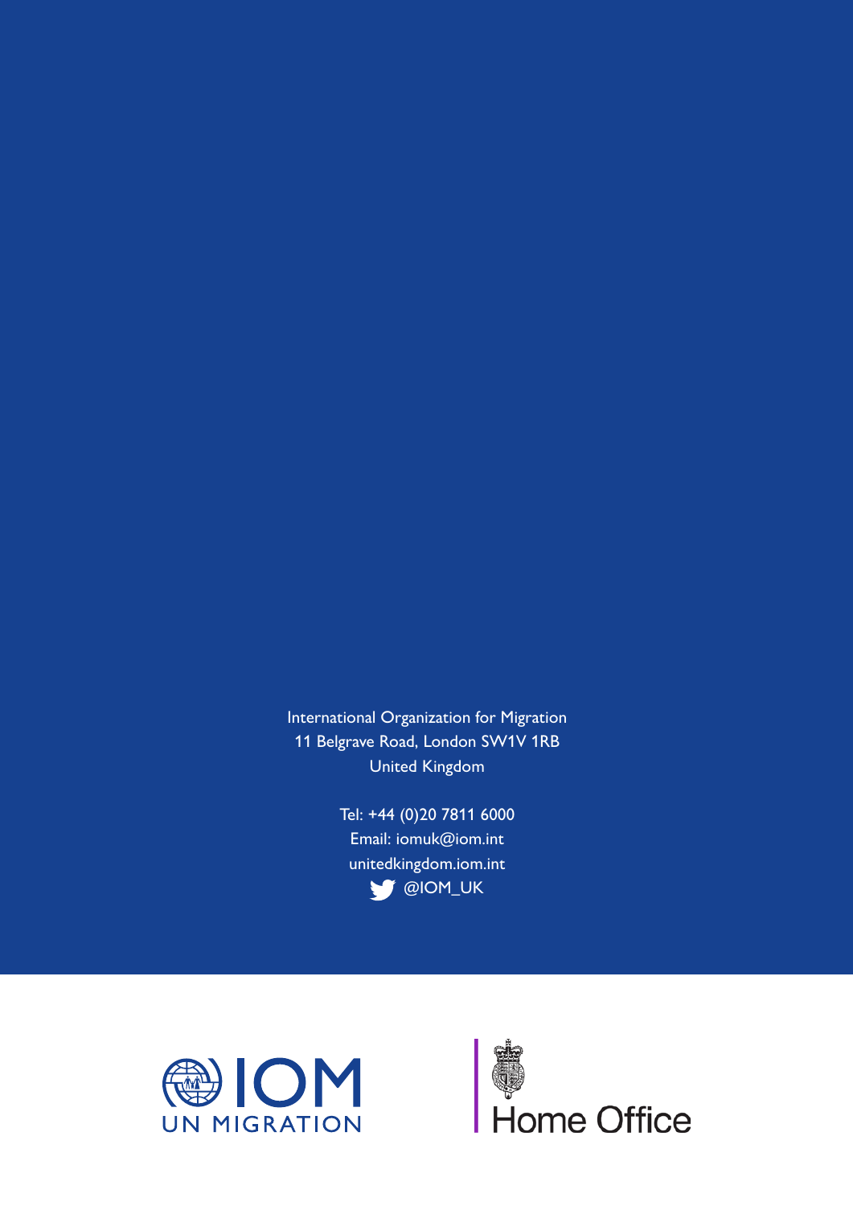International Organization for Migration
11 Belgrave Road, London SW1V 1RB
United Kingdom

Tel: +44 (0)20 7811 6000
Email: iomuk@iom.int
unitedkingdom.iom.int
@IOM_UK

IOM
UN MIGRATION

Home Office